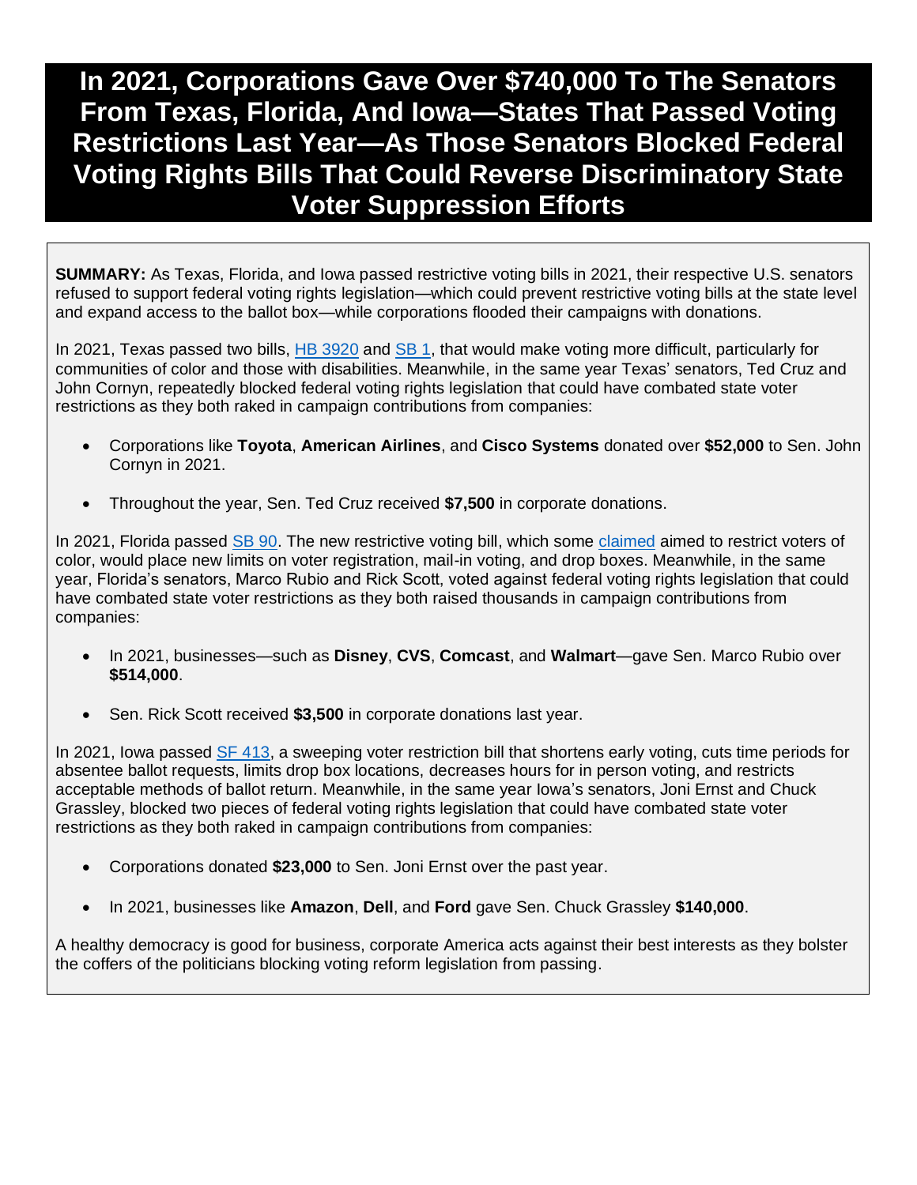# In 2021, Corporations Gave Over $740,000 To The Senators From Texas, Florida, And Iowa—States That Passed Voting Restrictions Last Year—As Those Senators Blocked Federal Voting Rights Bills That Could Reverse Discriminatory State Voter Suppression Efforts

**SUMMARY:** As Texas, Florida, and Iowa passed restrictive voting bills in 2021, their respective U.S. senators refused to support federal voting rights legislation—which could prevent restrictive voting bills at the state level and expand access to the ballot box—while corporations flooded their campaigns with donations.

In 2021, Texas passed two bills, HB 3920 and SB 1, that would make voting more difficult, particularly for communities of color and those with disabilities. Meanwhile, in the same year Texas' senators, Ted Cruz and John Cornyn, repeatedly blocked federal voting rights legislation that could have combated state voter restrictions as they both raked in campaign contributions from companies:

- Corporations like **Toyota**, **American Airlines**, and **Cisco Systems** donated over **$52,000** to Sen. John Cornyn in 2021.
- Throughout the year, Sen. Ted Cruz received **$7,500** in corporate donations.

In 2021, Florida passed SB 90. The new restrictive voting bill, which some claimed aimed to restrict voters of color, would place new limits on voter registration, mail-in voting, and drop boxes. Meanwhile, in the same year, Florida's senators, Marco Rubio and Rick Scott, voted against federal voting rights legislation that could have combated state voter restrictions as they both raised thousands in campaign contributions from companies:

- In 2021, businesses—such as **Disney**, **CVS**, **Comcast**, and **Walmart**—gave Sen. Marco Rubio over **$514,000**.
- Sen. Rick Scott received **$3,500** in corporate donations last year.

In 2021, Iowa passed SF 413, a sweeping voter restriction bill that shortens early voting, cuts time periods for absentee ballot requests, limits drop box locations, decreases hours for in person voting, and restricts acceptable methods of ballot return. Meanwhile, in the same year Iowa's senators, Joni Ernst and Chuck Grassley, blocked two pieces of federal voting rights legislation that could have combated state voter restrictions as they both raked in campaign contributions from companies:

- Corporations donated **$23,000** to Sen. Joni Ernst over the past year.
- In 2021, businesses like **Amazon**, **Dell**, and **Ford** gave Sen. Chuck Grassley **$140,000**.

A healthy democracy is good for business, corporate America acts against their best interests as they bolster the coffers of the politicians blocking voting reform legislation from passing.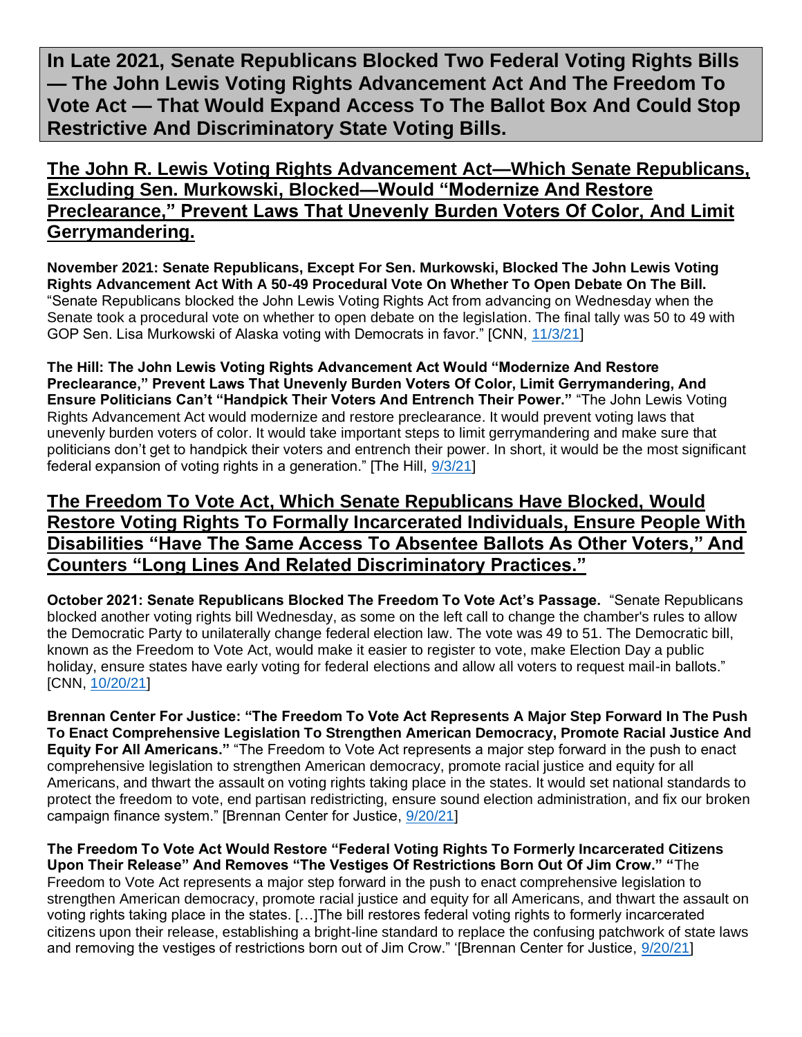## In Late 2021, Senate Republicans Blocked Two Federal Voting Rights Bills — The John Lewis Voting Rights Advancement Act And The Freedom To Vote Act — That Would Expand Access To The Ballot Box And Could Stop Restrictive And Discriminatory State Voting Bills.

### The John R. Lewis Voting Rights Advancement Act—Which Senate Republicans, Excluding Sen. Murkowski, Blocked—Would "Modernize And Restore Preclearance," Prevent Laws That Unevenly Burden Voters Of Color, And Limit Gerrymandering.

**November 2021: Senate Republicans, Except For Sen. Murkowski, Blocked The John Lewis Voting Rights Advancement Act With A 50-49 Procedural Vote On Whether To Open Debate On The Bill.** "Senate Republicans blocked the John Lewis Voting Rights Act from advancing on Wednesday when the Senate took a procedural vote on whether to open debate on the legislation. The final tally was 50 to 49 with GOP Sen. Lisa Murkowski of Alaska voting with Democrats in favor." [CNN, 11/3/21]

**The Hill: The John Lewis Voting Rights Advancement Act Would "Modernize And Restore Preclearance," Prevent Laws That Unevenly Burden Voters Of Color, Limit Gerrymandering, And Ensure Politicians Can't "Handpick Their Voters And Entrench Their Power."** "The John Lewis Voting Rights Advancement Act would modernize and restore preclearance. It would prevent voting laws that unevenly burden voters of color. It would take important steps to limit gerrymandering and make sure that politicians don't get to handpick their voters and entrench their power. In short, it would be the most significant federal expansion of voting rights in a generation." [The Hill, 9/3/21]

### The Freedom To Vote Act, Which Senate Republicans Have Blocked, Would Restore Voting Rights To Formally Incarcerated Individuals, Ensure People With Disabilities "Have The Same Access To Absentee Ballots As Other Voters," And Counters "Long Lines And Related Discriminatory Practices."

**October 2021: Senate Republicans Blocked The Freedom To Vote Act's Passage.** "Senate Republicans blocked another voting rights bill Wednesday, as some on the left call to change the chamber's rules to allow the Democratic Party to unilaterally change federal election law. The vote was 49 to 51. The Democratic bill, known as the Freedom to Vote Act, would make it easier to register to vote, make Election Day a public holiday, ensure states have early voting for federal elections and allow all voters to request mail-in ballots." [CNN, 10/20/21]

**Brennan Center For Justice: "The Freedom To Vote Act Represents A Major Step Forward In The Push To Enact Comprehensive Legislation To Strengthen American Democracy, Promote Racial Justice And Equity For All Americans."** "The Freedom to Vote Act represents a major step forward in the push to enact comprehensive legislation to strengthen American democracy, promote racial justice and equity for all Americans, and thwart the assault on voting rights taking place in the states. It would set national standards to protect the freedom to vote, end partisan redistricting, ensure sound election administration, and fix our broken campaign finance system." [Brennan Center for Justice, 9/20/21]

**The Freedom To Vote Act Would Restore "Federal Voting Rights To Formerly Incarcerated Citizens Upon Their Release" And Removes "The Vestiges Of Restrictions Born Out Of Jim Crow."** "The Freedom to Vote Act represents a major step forward in the push to enact comprehensive legislation to strengthen American democracy, promote racial justice and equity for all Americans, and thwart the assault on voting rights taking place in the states. […]The bill restores federal voting rights to formerly incarcerated citizens upon their release, establishing a bright-line standard to replace the confusing patchwork of state laws and removing the vestiges of restrictions born out of Jim Crow." '[Brennan Center for Justice, 9/20/21]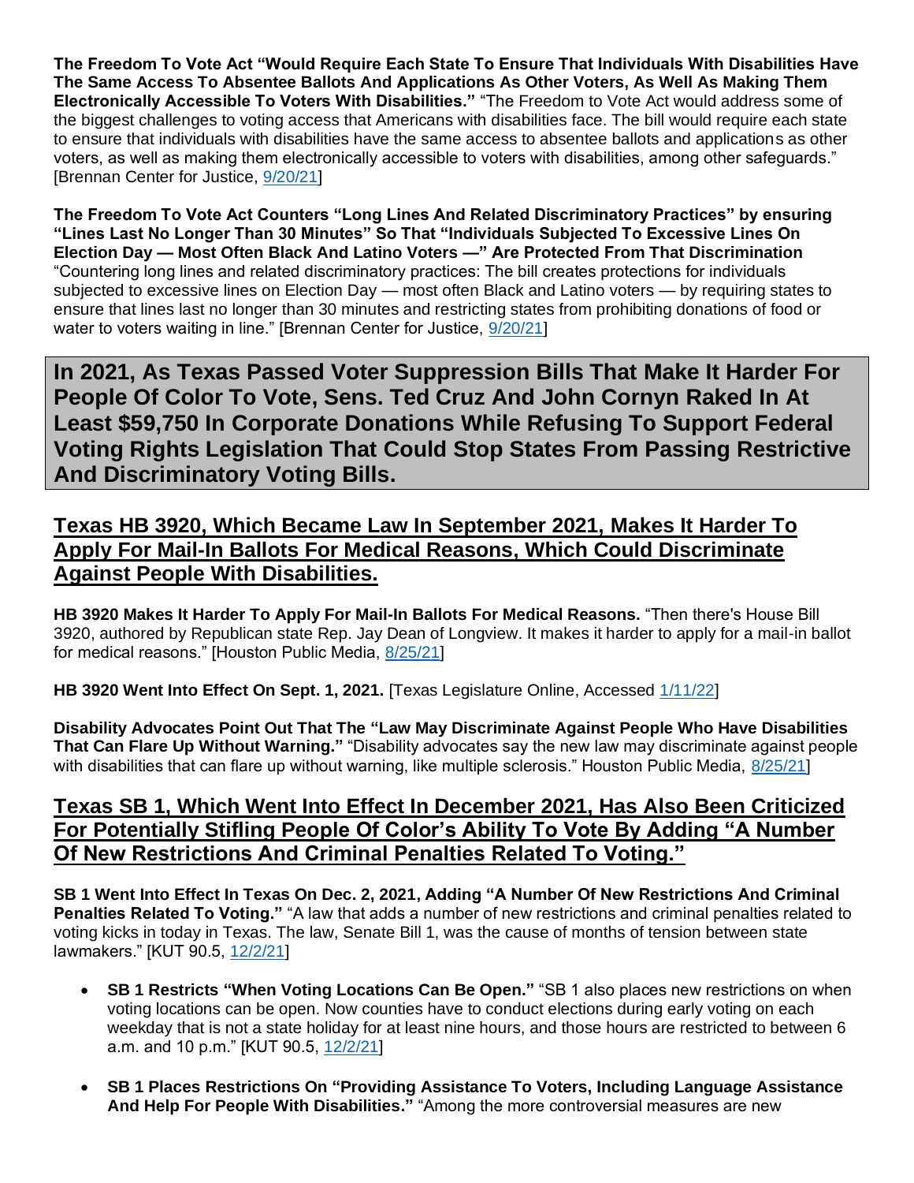**The Freedom To Vote Act "Would Require Each State To Ensure That Individuals With Disabilities Have The Same Access To Absentee Ballots And Applications As Other Voters, As Well As Making Them Electronically Accessible To Voters With Disabilities."** "The Freedom to Vote Act would address some of the biggest challenges to voting access that Americans with disabilities face. The bill would require each state to ensure that individuals with disabilities have the same access to absentee ballots and applications as other voters, as well as making them electronically accessible to voters with disabilities, among other safeguards." [Brennan Center for Justice, 9/20/21]

**The Freedom To Vote Act Counters "Long Lines And Related Discriminatory Practices" by ensuring "Lines Last No Longer Than 30 Minutes" So That "Individuals Subjected To Excessive Lines On Election Day — Most Often Black And Latino Voters —" Are Protected From That Discrimination** "Countering long lines and related discriminatory practices: The bill creates protections for individuals subjected to excessive lines on Election Day — most often Black and Latino voters — by requiring states to ensure that lines last no longer than 30 minutes and restricting states from prohibiting donations of food or water to voters waiting in line." [Brennan Center for Justice, 9/20/21]

## In 2021, As Texas Passed Voter Suppression Bills That Make It Harder For People Of Color To Vote, Sens. Ted Cruz And John Cornyn Raked In At Least $59,750 In Corporate Donations While Refusing To Support Federal Voting Rights Legislation That Could Stop States From Passing Restrictive And Discriminatory Voting Bills.

### Texas HB 3920, Which Became Law In September 2021, Makes It Harder To Apply For Mail-In Ballots For Medical Reasons, Which Could Discriminate Against People With Disabilities.

**HB 3920 Makes It Harder To Apply For Mail-In Ballots For Medical Reasons.** "Then there's House Bill 3920, authored by Republican state Rep. Jay Dean of Longview. It makes it harder to apply for a mail-in ballot for medical reasons." [Houston Public Media, 8/25/21]

**HB 3920 Went Into Effect On Sept. 1, 2021.** [Texas Legislature Online, Accessed 1/11/22]

**Disability Advocates Point Out That The "Law May Discriminate Against People Who Have Disabilities That Can Flare Up Without Warning."** "Disability advocates say the new law may discriminate against people with disabilities that can flare up without warning, like multiple sclerosis." Houston Public Media, 8/25/21]

### Texas SB 1, Which Went Into Effect In December 2021, Has Also Been Criticized For Potentially Stifling People Of Color's Ability To Vote By Adding "A Number Of New Restrictions And Criminal Penalties Related To Voting."

**SB 1 Went Into Effect In Texas On Dec. 2, 2021, Adding "A Number Of New Restrictions And Criminal Penalties Related To Voting."** "A law that adds a number of new restrictions and criminal penalties related to voting kicks in today in Texas. The law, Senate Bill 1, was the cause of months of tension between state lawmakers." [KUT 90.5, 12/2/21]

- **SB 1 Restricts "When Voting Locations Can Be Open."** "SB 1 also places new restrictions on when voting locations can be open. Now counties have to conduct elections during early voting on each weekday that is not a state holiday for at least nine hours, and those hours are restricted to between 6 a.m. and 10 p.m." [KUT 90.5, 12/2/21]
- **SB 1 Places Restrictions On "Providing Assistance To Voters, Including Language Assistance And Help For People With Disabilities."** "Among the more controversial measures are new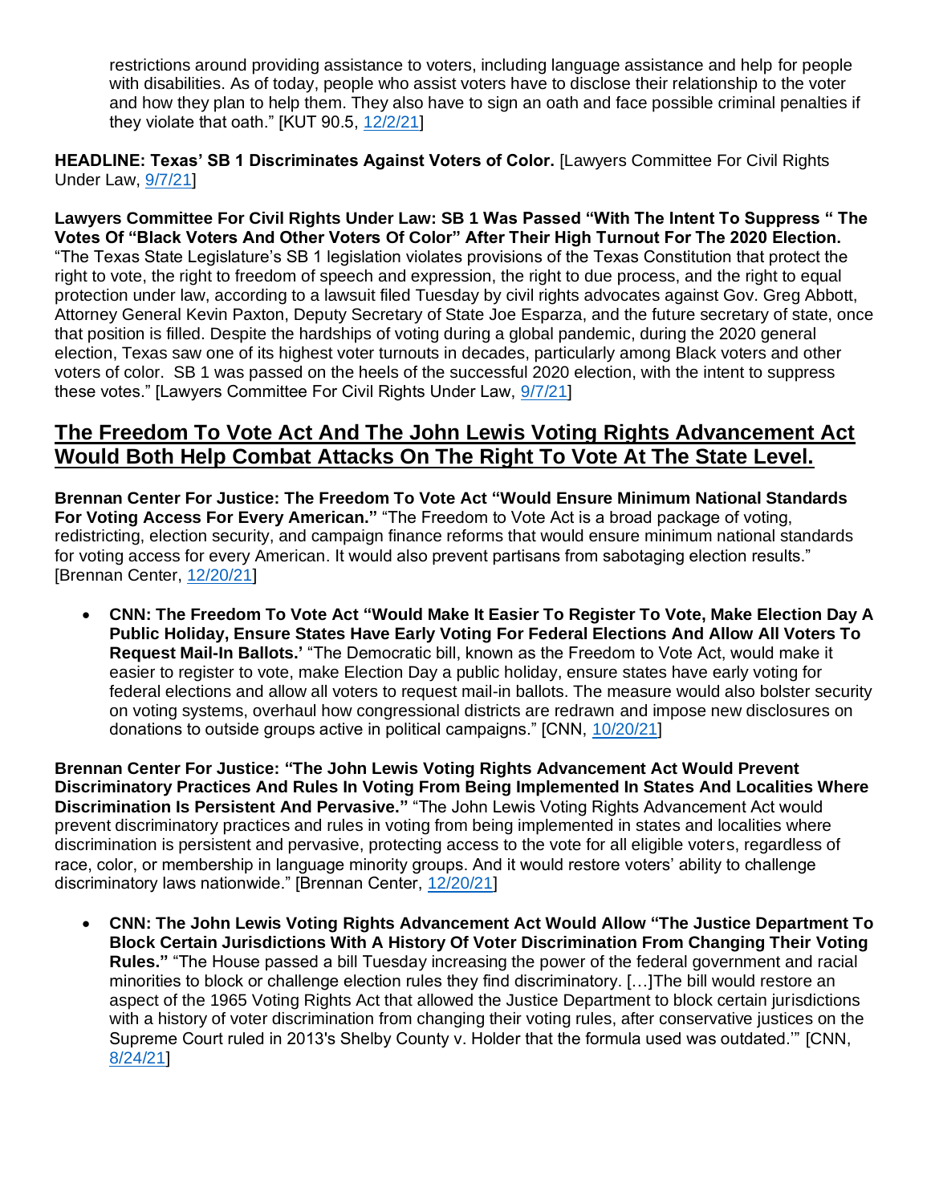restrictions around providing assistance to voters, including language assistance and help for people with disabilities. As of today, people who assist voters have to disclose their relationship to the voter and how they plan to help them. They also have to sign an oath and face possible criminal penalties if they violate that oath." [KUT 90.5, 12/2/21]

**HEADLINE: Texas' SB 1 Discriminates Against Voters of Color.** [Lawyers Committee For Civil Rights Under Law, 9/7/21]

**Lawyers Committee For Civil Rights Under Law: SB 1 Was Passed "With The Intent To Suppress " The Votes Of "Black Voters And Other Voters Of Color" After Their High Turnout For The 2020 Election.** "The Texas State Legislature's SB 1 legislation violates provisions of the Texas Constitution that protect the right to vote, the right to freedom of speech and expression, the right to due process, and the right to equal protection under law, according to a lawsuit filed Tuesday by civil rights advocates against Gov. Greg Abbott, Attorney General Kevin Paxton, Deputy Secretary of State Joe Esparza, and the future secretary of state, once that position is filled. Despite the hardships of voting during a global pandemic, during the 2020 general election, Texas saw one of its highest voter turnouts in decades, particularly among Black voters and other voters of color. SB 1 was passed on the heels of the successful 2020 election, with the intent to suppress these votes." [Lawyers Committee For Civil Rights Under Law, 9/7/21]

## The Freedom To Vote Act And The John Lewis Voting Rights Advancement Act Would Both Help Combat Attacks On The Right To Vote At The State Level.

**Brennan Center For Justice: The Freedom To Vote Act "Would Ensure Minimum National Standards For Voting Access For Every American."** "The Freedom to Vote Act is a broad package of voting, redistricting, election security, and campaign finance reforms that would ensure minimum national standards for voting access for every American. It would also prevent partisans from sabotaging election results." [Brennan Center, 12/20/21]

- **CNN: The Freedom To Vote Act "Would Make It Easier To Register To Vote, Make Election Day A Public Holiday, Ensure States Have Early Voting For Federal Elections And Allow All Voters To Request Mail-In Ballots.'** "The Democratic bill, known as the Freedom to Vote Act, would make it easier to register to vote, make Election Day a public holiday, ensure states have early voting for federal elections and allow all voters to request mail-in ballots. The measure would also bolster security on voting systems, overhaul how congressional districts are redrawn and impose new disclosures on donations to outside groups active in political campaigns." [CNN, 10/20/21]

**Brennan Center For Justice: "The John Lewis Voting Rights Advancement Act Would Prevent Discriminatory Practices And Rules In Voting From Being Implemented In States And Localities Where Discrimination Is Persistent And Pervasive."** "The John Lewis Voting Rights Advancement Act would prevent discriminatory practices and rules in voting from being implemented in states and localities where discrimination is persistent and pervasive, protecting access to the vote for all eligible voters, regardless of race, color, or membership in language minority groups. And it would restore voters' ability to challenge discriminatory laws nationwide." [Brennan Center, 12/20/21]

- **CNN: The John Lewis Voting Rights Advancement Act Would Allow "The Justice Department To Block Certain Jurisdictions With A History Of Voter Discrimination From Changing Their Voting Rules."** "The House passed a bill Tuesday increasing the power of the federal government and racial minorities to block or challenge election rules they find discriminatory. […]The bill would restore an aspect of the 1965 Voting Rights Act that allowed the Justice Department to block certain jurisdictions with a history of voter discrimination from changing their voting rules, after conservative justices on the Supreme Court ruled in 2013's Shelby County v. Holder that the formula used was outdated.'" [CNN, 8/24/21]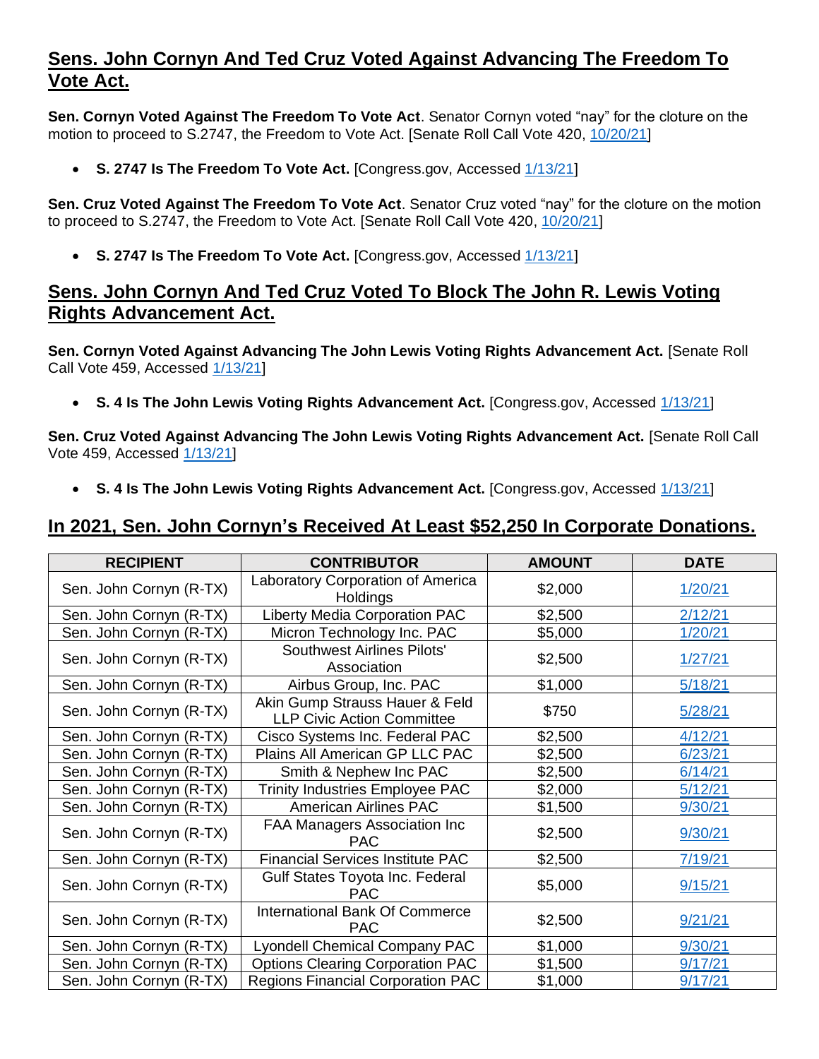## Sens. John Cornyn And Ted Cruz Voted Against Advancing The Freedom To Vote Act.

**Sen. Cornyn Voted Against The Freedom To Vote Act**. Senator Cornyn voted "nay" for the cloture on the motion to proceed to S.2747, the Freedom to Vote Act. [Senate Roll Call Vote 420, 10/20/21]

- **S. 2747 Is The Freedom To Vote Act.** [Congress.gov, Accessed 1/13/21]

**Sen. Cruz Voted Against The Freedom To Vote Act**. Senator Cruz voted "nay" for the cloture on the motion to proceed to S.2747, the Freedom to Vote Act. [Senate Roll Call Vote 420, 10/20/21]

- **S. 2747 Is The Freedom To Vote Act.** [Congress.gov, Accessed 1/13/21]

## Sens. John Cornyn And Ted Cruz Voted To Block The John R. Lewis Voting Rights Advancement Act.

**Sen. Cornyn Voted Against Advancing The John Lewis Voting Rights Advancement Act.** [Senate Roll Call Vote 459, Accessed 1/13/21]

- **S. 4 Is The John Lewis Voting Rights Advancement Act.** [Congress.gov, Accessed 1/13/21]

**Sen. Cruz Voted Against Advancing The John Lewis Voting Rights Advancement Act.** [Senate Roll Call Vote 459, Accessed 1/13/21]

- **S. 4 Is The John Lewis Voting Rights Advancement Act.** [Congress.gov, Accessed 1/13/21]

## In 2021, Sen. John Cornyn's Received At Least $52,250 In Corporate Donations.

| RECIPIENT | CONTRIBUTOR | AMOUNT | DATE |
|---|---|---|---|
| Sen. John Cornyn (R-TX) | Laboratory Corporation of America Holdings | $2,000 | 1/20/21 |
| Sen. John Cornyn (R-TX) | Liberty Media Corporation PAC | $2,500 | 2/12/21 |
| Sen. John Cornyn (R-TX) | Micron Technology Inc. PAC | $5,000 | 1/20/21 |
| Sen. John Cornyn (R-TX) | Southwest Airlines Pilots' Association | $2,500 | 1/27/21 |
| Sen. John Cornyn (R-TX) | Airbus Group, Inc. PAC | $1,000 | 5/18/21 |
| Sen. John Cornyn (R-TX) | Akin Gump Strauss Hauer & Feld LLP Civic Action Committee | $750 | 5/28/21 |
| Sen. John Cornyn (R-TX) | Cisco Systems Inc. Federal PAC | $2,500 | 4/12/21 |
| Sen. John Cornyn (R-TX) | Plains All American GP LLC PAC | $2,500 | 6/23/21 |
| Sen. John Cornyn (R-TX) | Smith & Nephew Inc PAC | $2,500 | 6/14/21 |
| Sen. John Cornyn (R-TX) | Trinity Industries Employee PAC | $2,000 | 5/12/21 |
| Sen. John Cornyn (R-TX) | American Airlines PAC | $1,500 | 9/30/21 |
| Sen. John Cornyn (R-TX) | FAA Managers Association Inc PAC | $2,500 | 9/30/21 |
| Sen. John Cornyn (R-TX) | Financial Services Institute PAC | $2,500 | 7/19/21 |
| Sen. John Cornyn (R-TX) | Gulf States Toyota Inc. Federal PAC | $5,000 | 9/15/21 |
| Sen. John Cornyn (R-TX) | International Bank Of Commerce PAC | $2,500 | 9/21/21 |
| Sen. John Cornyn (R-TX) | Lyondell Chemical Company PAC | $1,000 | 9/30/21 |
| Sen. John Cornyn (R-TX) | Options Clearing Corporation PAC | $1,500 | 9/17/21 |
| Sen. John Cornyn (R-TX) | Regions Financial Corporation PAC | $1,000 | 9/17/21 |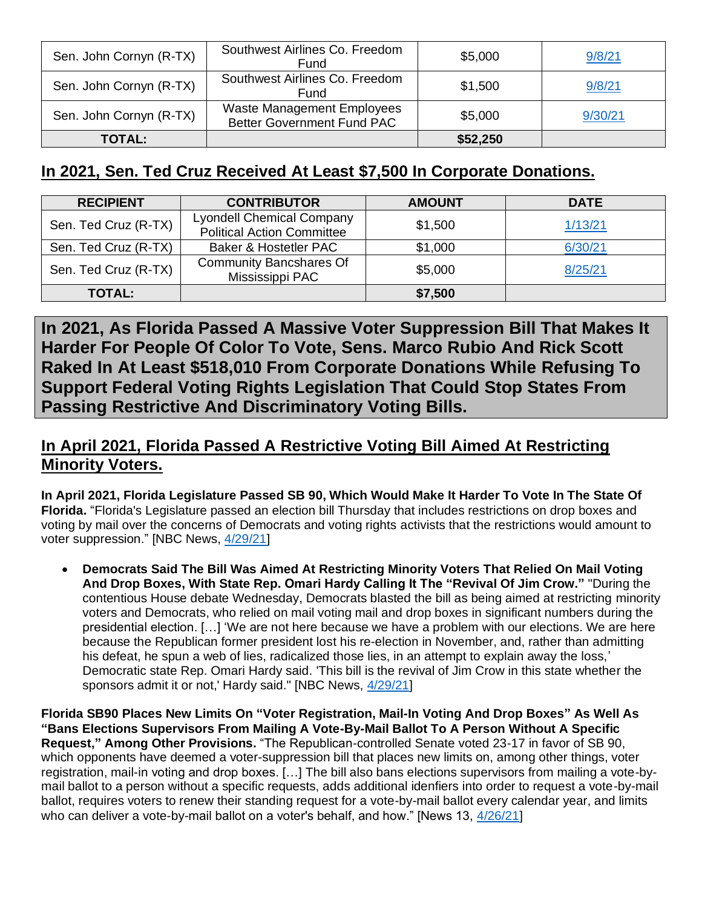| Sen. John Cornyn (R-TX) | Southwest Airlines Co. Freedom Fund | $5,000 | 9/8/21 |
|---|---|---|---|
| Sen. John Cornyn (R-TX) | Southwest Airlines Co. Freedom Fund | $1,500 | 9/8/21 |
| Sen. John Cornyn (R-TX) | Waste Management Employees Better Government Fund PAC | $5,000 | 9/30/21 |
| **TOTAL:** | | **$52,250** | |

## In 2021, Sen. Ted Cruz Received At Least $7,500 In Corporate Donations.

| RECIPIENT | CONTRIBUTOR | AMOUNT | DATE |
|---|---|---|---|
| Sen. Ted Cruz (R-TX) | Lyondell Chemical Company Political Action Committee | $1,500 | 1/13/21 |
| Sen. Ted Cruz (R-TX) | Baker & Hostetler PAC | $1,000 | 6/30/21 |
| Sen. Ted Cruz (R-TX) | Community Bancshares Of Mississippi PAC | $5,000 | 8/25/21 |
| **TOTAL:** | | **$7,500** | |

# In 2021, As Florida Passed A Massive Voter Suppression Bill That Makes It Harder For People Of Color To Vote, Sens. Marco Rubio And Rick Scott Raked In At Least $518,010 From Corporate Donations While Refusing To Support Federal Voting Rights Legislation That Could Stop States From Passing Restrictive And Discriminatory Voting Bills.

## In April 2021, Florida Passed A Restrictive Voting Bill Aimed At Restricting Minority Voters.

**In April 2021, Florida Legislature Passed SB 90, Which Would Make It Harder To Vote In The State Of Florida.** "Florida's Legislature passed an election bill Thursday that includes restrictions on drop boxes and voting by mail over the concerns of Democrats and voting rights activists that the restrictions would amount to voter suppression." [NBC News, 4/29/21]

- **Democrats Said The Bill Was Aimed At Restricting Minority Voters That Relied On Mail Voting And Drop Boxes, With State Rep. Omari Hardy Calling It The "Revival Of Jim Crow."** "During the contentious House debate Wednesday, Democrats blasted the bill as being aimed at restricting minority voters and Democrats, who relied on mail voting mail and drop boxes in significant numbers during the presidential election. […] 'We are not here because we have a problem with our elections. We are here because the Republican former president lost his re-election in November, and, rather than admitting his defeat, he spun a web of lies, radicalized those lies, in an attempt to explain away the loss,' Democratic state Rep. Omari Hardy said. 'This bill is the revival of Jim Crow in this state whether the sponsors admit it or not,' Hardy said." [NBC News, 4/29/21]

**Florida SB90 Places New Limits On "Voter Registration, Mail-In Voting And Drop Boxes" As Well As "Bans Elections Supervisors From Mailing A Vote-By-Mail Ballot To A Person Without A Specific Request," Among Other Provisions.** "The Republican-controlled Senate voted 23-17 in favor of SB 90, which opponents have deemed a voter-suppression bill that places new limits on, among other things, voter registration, mail-in voting and drop boxes. […] The bill also bans elections supervisors from mailing a vote-by-mail ballot to a person without a specific requests, adds additional idenfiers into order to request a vote-by-mail ballot, requires voters to renew their standing request for a vote-by-mail ballot every calendar year, and limits who can deliver a vote-by-mail ballot on a voter's behalf, and how." [News 13, 4/26/21]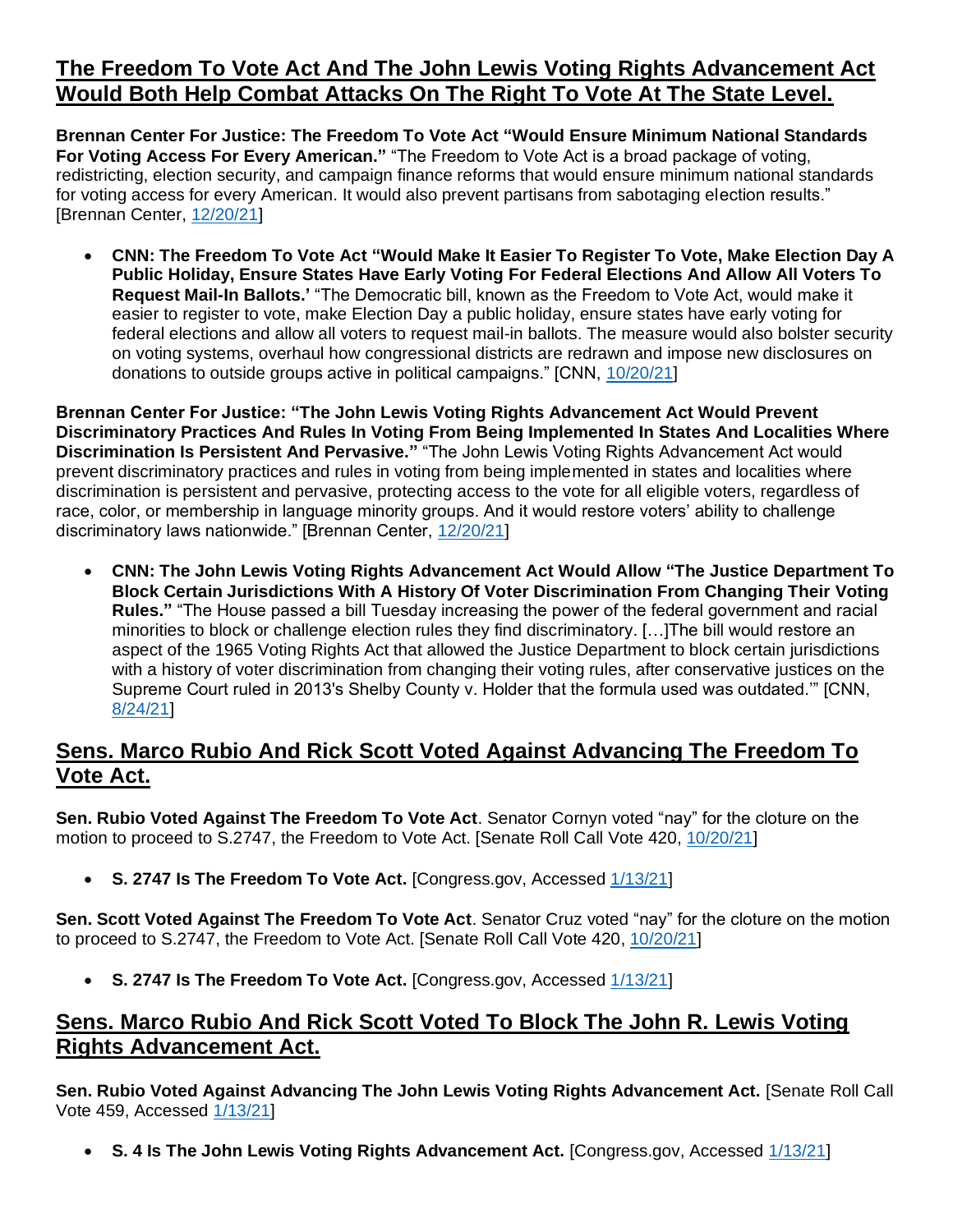## The Freedom To Vote Act And The John Lewis Voting Rights Advancement Act Would Both Help Combat Attacks On The Right To Vote At The State Level.

**Brennan Center For Justice: The Freedom To Vote Act "Would Ensure Minimum National Standards For Voting Access For Every American."** "The Freedom to Vote Act is a broad package of voting, redistricting, election security, and campaign finance reforms that would ensure minimum national standards for voting access for every American. It would also prevent partisans from sabotaging election results." [Brennan Center, 12/20/21]

- **CNN: The Freedom To Vote Act "Would Make It Easier To Register To Vote, Make Election Day A Public Holiday, Ensure States Have Early Voting For Federal Elections And Allow All Voters To Request Mail-In Ballots.'** "The Democratic bill, known as the Freedom to Vote Act, would make it easier to register to vote, make Election Day a public holiday, ensure states have early voting for federal elections and allow all voters to request mail-in ballots. The measure would also bolster security on voting systems, overhaul how congressional districts are redrawn and impose new disclosures on donations to outside groups active in political campaigns." [CNN, 10/20/21]

**Brennan Center For Justice: "The John Lewis Voting Rights Advancement Act Would Prevent Discriminatory Practices And Rules In Voting From Being Implemented In States And Localities Where Discrimination Is Persistent And Pervasive."** "The John Lewis Voting Rights Advancement Act would prevent discriminatory practices and rules in voting from being implemented in states and localities where discrimination is persistent and pervasive, protecting access to the vote for all eligible voters, regardless of race, color, or membership in language minority groups. And it would restore voters' ability to challenge discriminatory laws nationwide." [Brennan Center, 12/20/21]

- **CNN: The John Lewis Voting Rights Advancement Act Would Allow "The Justice Department To Block Certain Jurisdictions With A History Of Voter Discrimination From Changing Their Voting Rules."** "The House passed a bill Tuesday increasing the power of the federal government and racial minorities to block or challenge election rules they find discriminatory. […]The bill would restore an aspect of the 1965 Voting Rights Act that allowed the Justice Department to block certain jurisdictions with a history of voter discrimination from changing their voting rules, after conservative justices on the Supreme Court ruled in 2013's Shelby County v. Holder that the formula used was outdated.'" [CNN, 8/24/21]

## Sens. Marco Rubio And Rick Scott Voted Against Advancing The Freedom To Vote Act.

**Sen. Rubio Voted Against The Freedom To Vote Act**. Senator Cornyn voted "nay" for the cloture on the motion to proceed to S.2747, the Freedom to Vote Act. [Senate Roll Call Vote 420, 10/20/21]

- **S. 2747 Is The Freedom To Vote Act.** [Congress.gov, Accessed 1/13/21]

**Sen. Scott Voted Against The Freedom To Vote Act**. Senator Cruz voted "nay" for the cloture on the motion to proceed to S.2747, the Freedom to Vote Act. [Senate Roll Call Vote 420, 10/20/21]

- **S. 2747 Is The Freedom To Vote Act.** [Congress.gov, Accessed 1/13/21]

## Sens. Marco Rubio And Rick Scott Voted To Block The John R. Lewis Voting Rights Advancement Act.

**Sen. Rubio Voted Against Advancing The John Lewis Voting Rights Advancement Act.** [Senate Roll Call Vote 459, Accessed 1/13/21]

- **S. 4 Is The John Lewis Voting Rights Advancement Act.** [Congress.gov, Accessed 1/13/21]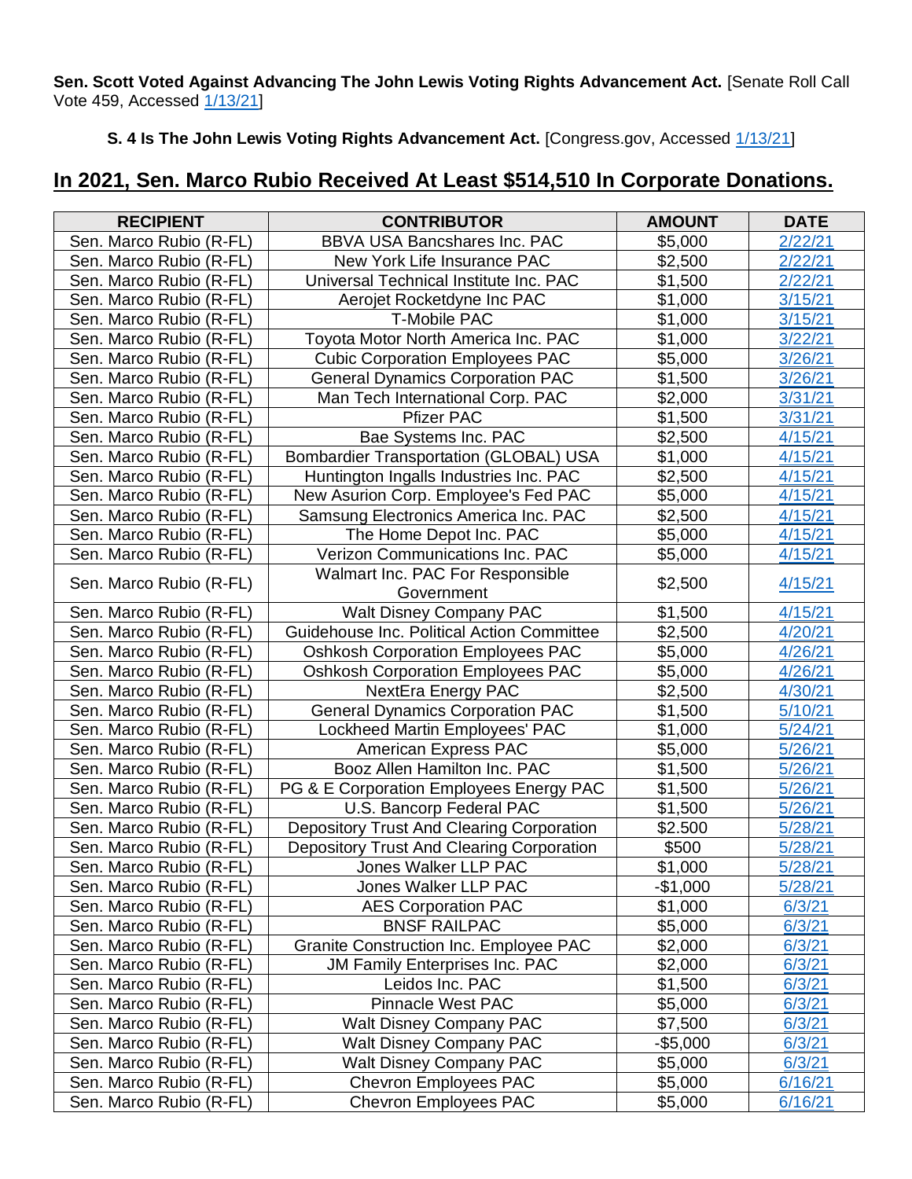**Sen. Scott Voted Against Advancing The John Lewis Voting Rights Advancement Act.** [Senate Roll Call Vote 459, Accessed 1/13/21]

**S. 4 Is The John Lewis Voting Rights Advancement Act.** [Congress.gov, Accessed 1/13/21]

## In 2021, Sen. Marco Rubio Received At Least $514,510 In Corporate Donations.

| RECIPIENT | CONTRIBUTOR | AMOUNT | DATE |
|---|---|---|---|
| Sen. Marco Rubio (R-FL) | BBVA USA Bancshares Inc. PAC | $5,000 | 2/22/21 |
| Sen. Marco Rubio (R-FL) | New York Life Insurance PAC | $2,500 | 2/22/21 |
| Sen. Marco Rubio (R-FL) | Universal Technical Institute Inc. PAC | $1,500 | 2/22/21 |
| Sen. Marco Rubio (R-FL) | Aerojet Rocketdyne Inc PAC | $1,000 | 3/15/21 |
| Sen. Marco Rubio (R-FL) | T-Mobile PAC | $1,000 | 3/15/21 |
| Sen. Marco Rubio (R-FL) | Toyota Motor North America Inc. PAC | $1,000 | 3/22/21 |
| Sen. Marco Rubio (R-FL) | Cubic Corporation Employees PAC | $5,000 | 3/26/21 |
| Sen. Marco Rubio (R-FL) | General Dynamics Corporation PAC | $1,500 | 3/26/21 |
| Sen. Marco Rubio (R-FL) | Man Tech International Corp. PAC | $2,000 | 3/31/21 |
| Sen. Marco Rubio (R-FL) | Pfizer PAC | $1,500 | 3/31/21 |
| Sen. Marco Rubio (R-FL) | Bae Systems Inc. PAC | $2,500 | 4/15/21 |
| Sen. Marco Rubio (R-FL) | Bombardier Transportation (GLOBAL) USA | $1,000 | 4/15/21 |
| Sen. Marco Rubio (R-FL) | Huntington Ingalls Industries Inc. PAC | $2,500 | 4/15/21 |
| Sen. Marco Rubio (R-FL) | New Asurion Corp. Employee's Fed PAC | $5,000 | 4/15/21 |
| Sen. Marco Rubio (R-FL) | Samsung Electronics America Inc. PAC | $2,500 | 4/15/21 |
| Sen. Marco Rubio (R-FL) | The Home Depot Inc. PAC | $5,000 | 4/15/21 |
| Sen. Marco Rubio (R-FL) | Verizon Communications Inc. PAC | $5,000 | 4/15/21 |
| Sen. Marco Rubio (R-FL) | Walmart Inc. PAC For Responsible Government | $2,500 | 4/15/21 |
| Sen. Marco Rubio (R-FL) | Walt Disney Company PAC | $1,500 | 4/15/21 |
| Sen. Marco Rubio (R-FL) | Guidehouse Inc. Political Action Committee | $2,500 | 4/20/21 |
| Sen. Marco Rubio (R-FL) | Oshkosh Corporation Employees PAC | $5,000 | 4/26/21 |
| Sen. Marco Rubio (R-FL) | Oshkosh Corporation Employees PAC | $5,000 | 4/26/21 |
| Sen. Marco Rubio (R-FL) | NextEra Energy PAC | $2,500 | 4/30/21 |
| Sen. Marco Rubio (R-FL) | General Dynamics Corporation PAC | $1,500 | 5/10/21 |
| Sen. Marco Rubio (R-FL) | Lockheed Martin Employees' PAC | $1,000 | 5/24/21 |
| Sen. Marco Rubio (R-FL) | American Express PAC | $5,000 | 5/26/21 |
| Sen. Marco Rubio (R-FL) | Booz Allen Hamilton Inc. PAC | $1,500 | 5/26/21 |
| Sen. Marco Rubio (R-FL) | PG & E Corporation Employees Energy PAC | $1,500 | 5/26/21 |
| Sen. Marco Rubio (R-FL) | U.S. Bancorp Federal PAC | $1,500 | 5/26/21 |
| Sen. Marco Rubio (R-FL) | Depository Trust And Clearing Corporation | $2.500 | 5/28/21 |
| Sen. Marco Rubio (R-FL) | Depository Trust And Clearing Corporation | $500 | 5/28/21 |
| Sen. Marco Rubio (R-FL) | Jones Walker LLP PAC | $1,000 | 5/28/21 |
| Sen. Marco Rubio (R-FL) | Jones Walker LLP PAC | -$1,000 | 5/28/21 |
| Sen. Marco Rubio (R-FL) | AES Corporation PAC | $1,000 | 6/3/21 |
| Sen. Marco Rubio (R-FL) | BNSF RAILPAC | $5,000 | 6/3/21 |
| Sen. Marco Rubio (R-FL) | Granite Construction Inc. Employee PAC | $2,000 | 6/3/21 |
| Sen. Marco Rubio (R-FL) | JM Family Enterprises Inc. PAC | $2,000 | 6/3/21 |
| Sen. Marco Rubio (R-FL) | Leidos Inc. PAC | $1,500 | 6/3/21 |
| Sen. Marco Rubio (R-FL) | Pinnacle West PAC | $5,000 | 6/3/21 |
| Sen. Marco Rubio (R-FL) | Walt Disney Company PAC | $7,500 | 6/3/21 |
| Sen. Marco Rubio (R-FL) | Walt Disney Company PAC | -$5,000 | 6/3/21 |
| Sen. Marco Rubio (R-FL) | Walt Disney Company PAC | $5,000 | 6/3/21 |
| Sen. Marco Rubio (R-FL) | Chevron Employees PAC | $5,000 | 6/16/21 |
| Sen. Marco Rubio (R-FL) | Chevron Employees PAC | $5,000 | 6/16/21 |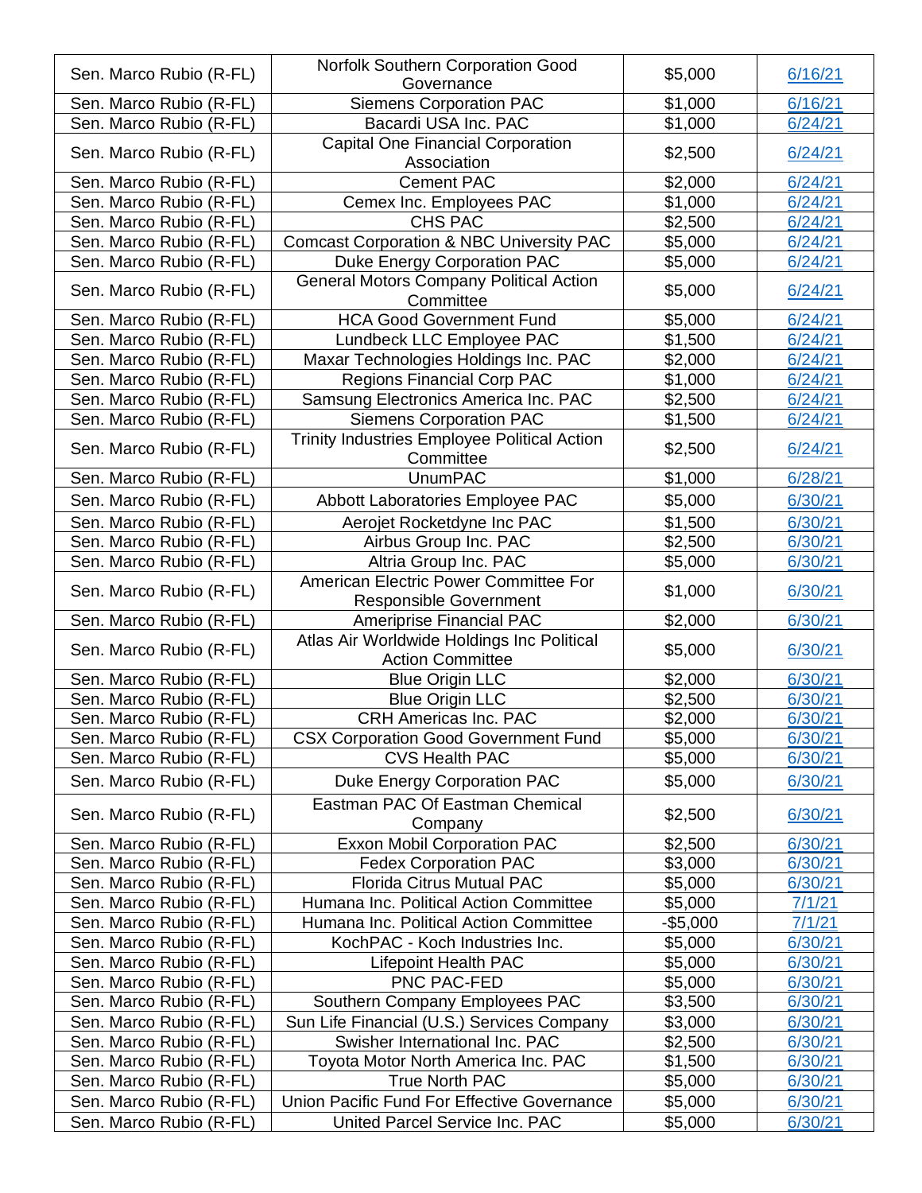| | | | |
|---|---|---|---|
| Sen. Marco Rubio (R-FL) | Norfolk Southern Corporation Good Governance | $5,000 | 6/16/21 |
| Sen. Marco Rubio (R-FL) | Siemens Corporation PAC | $1,000 | 6/16/21 |
| Sen. Marco Rubio (R-FL) | Bacardi USA Inc. PAC | $1,000 | 6/24/21 |
| Sen. Marco Rubio (R-FL) | Capital One Financial Corporation Association | $2,500 | 6/24/21 |
| Sen. Marco Rubio (R-FL) | Cement PAC | $2,000 | 6/24/21 |
| Sen. Marco Rubio (R-FL) | Cemex Inc. Employees PAC | $1,000 | 6/24/21 |
| Sen. Marco Rubio (R-FL) | CHS PAC | $2,500 | 6/24/21 |
| Sen. Marco Rubio (R-FL) | Comcast Corporation & NBC University PAC | $5,000 | 6/24/21 |
| Sen. Marco Rubio (R-FL) | Duke Energy Corporation PAC | $5,000 | 6/24/21 |
| Sen. Marco Rubio (R-FL) | General Motors Company Political Action Committee | $5,000 | 6/24/21 |
| Sen. Marco Rubio (R-FL) | HCA Good Government Fund | $5,000 | 6/24/21 |
| Sen. Marco Rubio (R-FL) | Lundbeck LLC Employee PAC | $1,500 | 6/24/21 |
| Sen. Marco Rubio (R-FL) | Maxar Technologies Holdings Inc. PAC | $2,000 | 6/24/21 |
| Sen. Marco Rubio (R-FL) | Regions Financial Corp PAC | $1,000 | 6/24/21 |
| Sen. Marco Rubio (R-FL) | Samsung Electronics America Inc. PAC | $2,500 | 6/24/21 |
| Sen. Marco Rubio (R-FL) | Siemens Corporation PAC | $1,500 | 6/24/21 |
| Sen. Marco Rubio (R-FL) | Trinity Industries Employee Political Action Committee | $2,500 | 6/24/21 |
| Sen. Marco Rubio (R-FL) | UnumPAC | $1,000 | 6/28/21 |
| Sen. Marco Rubio (R-FL) | Abbott Laboratories Employee PAC | $5,000 | 6/30/21 |
| Sen. Marco Rubio (R-FL) | Aerojet Rocketdyne Inc PAC | $1,500 | 6/30/21 |
| Sen. Marco Rubio (R-FL) | Airbus Group Inc. PAC | $2,500 | 6/30/21 |
| Sen. Marco Rubio (R-FL) | Altria Group Inc. PAC | $5,000 | 6/30/21 |
| Sen. Marco Rubio (R-FL) | American Electric Power Committee For Responsible Government | $1,000 | 6/30/21 |
| Sen. Marco Rubio (R-FL) | Ameriprise Financial PAC | $2,000 | 6/30/21 |
| Sen. Marco Rubio (R-FL) | Atlas Air Worldwide Holdings Inc Political Action Committee | $5,000 | 6/30/21 |
| Sen. Marco Rubio (R-FL) | Blue Origin LLC | $2,000 | 6/30/21 |
| Sen. Marco Rubio (R-FL) | Blue Origin LLC | $2,500 | 6/30/21 |
| Sen. Marco Rubio (R-FL) | CRH Americas Inc. PAC | $2,000 | 6/30/21 |
| Sen. Marco Rubio (R-FL) | CSX Corporation Good Government Fund | $5,000 | 6/30/21 |
| Sen. Marco Rubio (R-FL) | CVS Health PAC | $5,000 | 6/30/21 |
| Sen. Marco Rubio (R-FL) | Duke Energy Corporation PAC | $5,000 | 6/30/21 |
| Sen. Marco Rubio (R-FL) | Eastman PAC Of Eastman Chemical Company | $2,500 | 6/30/21 |
| Sen. Marco Rubio (R-FL) | Exxon Mobil Corporation PAC | $2,500 | 6/30/21 |
| Sen. Marco Rubio (R-FL) | Fedex Corporation PAC | $3,000 | 6/30/21 |
| Sen. Marco Rubio (R-FL) | Florida Citrus Mutual PAC | $5,000 | 6/30/21 |
| Sen. Marco Rubio (R-FL) | Humana Inc. Political Action Committee | $5,000 | 7/1/21 |
| Sen. Marco Rubio (R-FL) | Humana Inc. Political Action Committee | -$5,000 | 7/1/21 |
| Sen. Marco Rubio (R-FL) | KochPAC - Koch Industries Inc. | $5,000 | 6/30/21 |
| Sen. Marco Rubio (R-FL) | Lifepoint Health PAC | $5,000 | 6/30/21 |
| Sen. Marco Rubio (R-FL) | PNC PAC-FED | $5,000 | 6/30/21 |
| Sen. Marco Rubio (R-FL) | Southern Company Employees PAC | $3,500 | 6/30/21 |
| Sen. Marco Rubio (R-FL) | Sun Life Financial (U.S.) Services Company | $3,000 | 6/30/21 |
| Sen. Marco Rubio (R-FL) | Swisher International Inc. PAC | $2,500 | 6/30/21 |
| Sen. Marco Rubio (R-FL) | Toyota Motor North America Inc. PAC | $1,500 | 6/30/21 |
| Sen. Marco Rubio (R-FL) | True North PAC | $5,000 | 6/30/21 |
| Sen. Marco Rubio (R-FL) | Union Pacific Fund For Effective Governance | $5,000 | 6/30/21 |
| Sen. Marco Rubio (R-FL) | United Parcel Service Inc. PAC | $5,000 | 6/30/21 |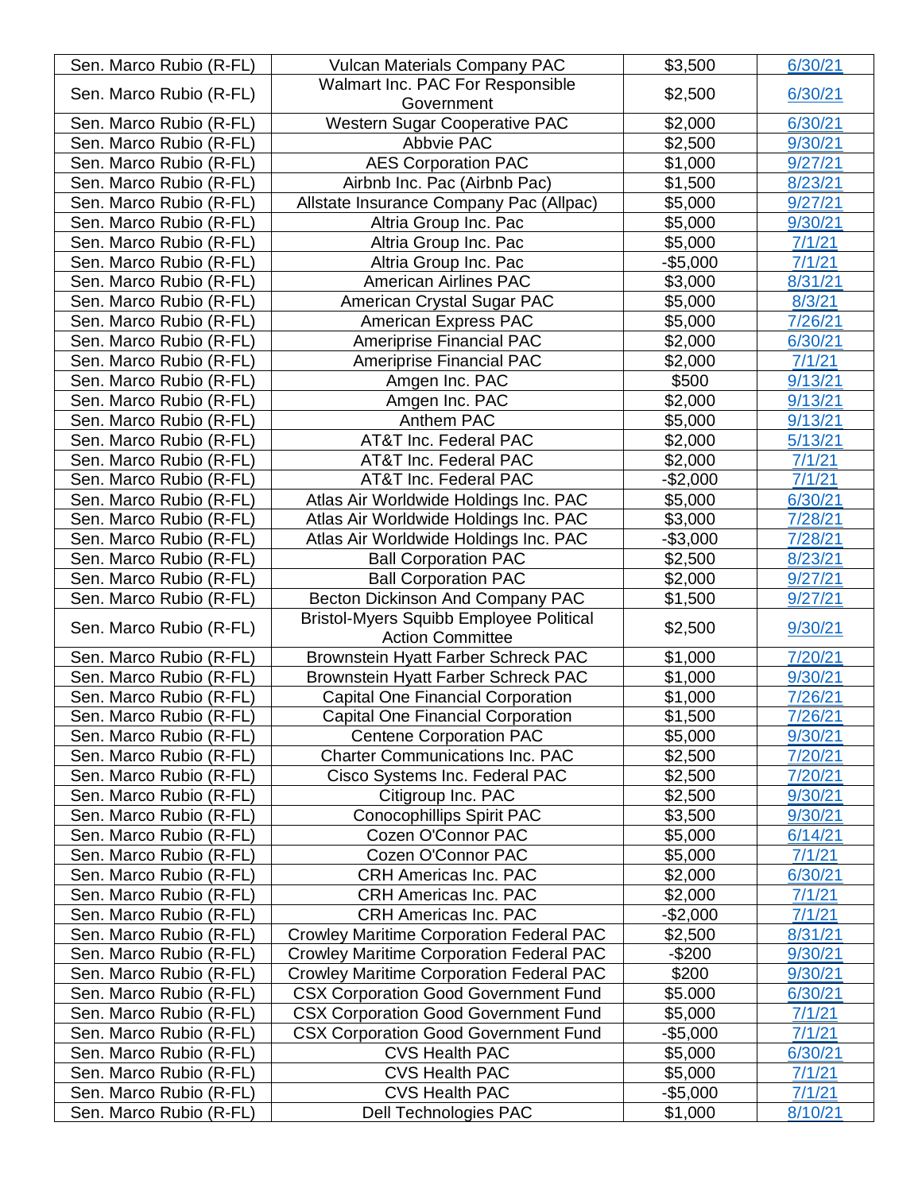| Sen. Marco Rubio (R-FL) | Vulcan Materials Company PAC | $3,500 | 6/30/21 |
|---|---|---|---|
| Sen. Marco Rubio (R-FL) | Walmart Inc. PAC For Responsible Government | $2,500 | 6/30/21 |
| Sen. Marco Rubio (R-FL) | Western Sugar Cooperative PAC | $2,000 | 6/30/21 |
| Sen. Marco Rubio (R-FL) | Abbvie PAC | $2,500 | 9/30/21 |
| Sen. Marco Rubio (R-FL) | AES Corporation PAC | $1,000 | 9/27/21 |
| Sen. Marco Rubio (R-FL) | Airbnb Inc. Pac (Airbnb Pac) | $1,500 | 8/23/21 |
| Sen. Marco Rubio (R-FL) | Allstate Insurance Company Pac (Allpac) | $5,000 | 9/27/21 |
| Sen. Marco Rubio (R-FL) | Altria Group Inc. Pac | $5,000 | 9/30/21 |
| Sen. Marco Rubio (R-FL) | Altria Group Inc. Pac | $5,000 | 7/1/21 |
| Sen. Marco Rubio (R-FL) | Altria Group Inc. Pac | -$5,000 | 7/1/21 |
| Sen. Marco Rubio (R-FL) | American Airlines PAC | $3,000 | 8/31/21 |
| Sen. Marco Rubio (R-FL) | American Crystal Sugar PAC | $5,000 | 8/3/21 |
| Sen. Marco Rubio (R-FL) | American Express PAC | $5,000 | 7/26/21 |
| Sen. Marco Rubio (R-FL) | Ameriprise Financial PAC | $2,000 | 6/30/21 |
| Sen. Marco Rubio (R-FL) | Ameriprise Financial PAC | $2,000 | 7/1/21 |
| Sen. Marco Rubio (R-FL) | Amgen Inc. PAC | $500 | 9/13/21 |
| Sen. Marco Rubio (R-FL) | Amgen Inc. PAC | $2,000 | 9/13/21 |
| Sen. Marco Rubio (R-FL) | Anthem PAC | $5,000 | 9/13/21 |
| Sen. Marco Rubio (R-FL) | AT&T Inc. Federal PAC | $2,000 | 5/13/21 |
| Sen. Marco Rubio (R-FL) | AT&T Inc. Federal PAC | $2,000 | 7/1/21 |
| Sen. Marco Rubio (R-FL) | AT&T Inc. Federal PAC | -$2,000 | 7/1/21 |
| Sen. Marco Rubio (R-FL) | Atlas Air Worldwide Holdings Inc. PAC | $5,000 | 6/30/21 |
| Sen. Marco Rubio (R-FL) | Atlas Air Worldwide Holdings Inc. PAC | $3,000 | 7/28/21 |
| Sen. Marco Rubio (R-FL) | Atlas Air Worldwide Holdings Inc. PAC | -$3,000 | 7/28/21 |
| Sen. Marco Rubio (R-FL) | Ball Corporation PAC | $2,500 | 8/23/21 |
| Sen. Marco Rubio (R-FL) | Ball Corporation PAC | $2,000 | 9/27/21 |
| Sen. Marco Rubio (R-FL) | Becton Dickinson And Company PAC | $1,500 | 9/27/21 |
| Sen. Marco Rubio (R-FL) | Bristol-Myers Squibb Employee Political Action Committee | $2,500 | 9/30/21 |
| Sen. Marco Rubio (R-FL) | Brownstein Hyatt Farber Schreck PAC | $1,000 | 7/20/21 |
| Sen. Marco Rubio (R-FL) | Brownstein Hyatt Farber Schreck PAC | $1,000 | 9/30/21 |
| Sen. Marco Rubio (R-FL) | Capital One Financial Corporation | $1,000 | 7/26/21 |
| Sen. Marco Rubio (R-FL) | Capital One Financial Corporation | $1,500 | 7/26/21 |
| Sen. Marco Rubio (R-FL) | Centene Corporation PAC | $5,000 | 9/30/21 |
| Sen. Marco Rubio (R-FL) | Charter Communications Inc. PAC | $2,500 | 7/20/21 |
| Sen. Marco Rubio (R-FL) | Cisco Systems Inc. Federal PAC | $2,500 | 7/20/21 |
| Sen. Marco Rubio (R-FL) | Citigroup Inc. PAC | $2,500 | 9/30/21 |
| Sen. Marco Rubio (R-FL) | Conocophillips Spirit PAC | $3,500 | 9/30/21 |
| Sen. Marco Rubio (R-FL) | Cozen O'Connor PAC | $5,000 | 6/14/21 |
| Sen. Marco Rubio (R-FL) | Cozen O'Connor PAC | $5,000 | 7/1/21 |
| Sen. Marco Rubio (R-FL) | CRH Americas Inc. PAC | $2,000 | 6/30/21 |
| Sen. Marco Rubio (R-FL) | CRH Americas Inc. PAC | $2,000 | 7/1/21 |
| Sen. Marco Rubio (R-FL) | CRH Americas Inc. PAC | -$2,000 | 7/1/21 |
| Sen. Marco Rubio (R-FL) | Crowley Maritime Corporation Federal PAC | $2,500 | 8/31/21 |
| Sen. Marco Rubio (R-FL) | Crowley Maritime Corporation Federal PAC | -$200 | 9/30/21 |
| Sen. Marco Rubio (R-FL) | Crowley Maritime Corporation Federal PAC | $200 | 9/30/21 |
| Sen. Marco Rubio (R-FL) | CSX Corporation Good Government Fund | $5.000 | 6/30/21 |
| Sen. Marco Rubio (R-FL) | CSX Corporation Good Government Fund | $5,000 | 7/1/21 |
| Sen. Marco Rubio (R-FL) | CSX Corporation Good Government Fund | -$5,000 | 7/1/21 |
| Sen. Marco Rubio (R-FL) | CVS Health PAC | $5,000 | 6/30/21 |
| Sen. Marco Rubio (R-FL) | CVS Health PAC | $5,000 | 7/1/21 |
| Sen. Marco Rubio (R-FL) | CVS Health PAC | -$5,000 | 7/1/21 |
| Sen. Marco Rubio (R-FL) | Dell Technologies PAC | $1,000 | 8/10/21 |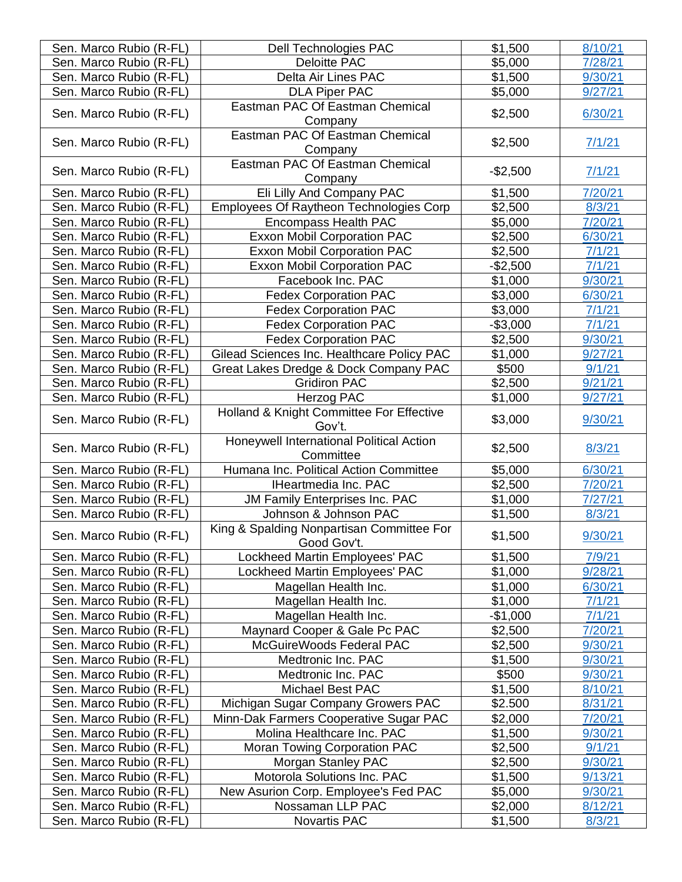| Sen. Marco Rubio (R-FL) | Dell Technologies PAC | $1,500 | 8/10/21 |
|---|---|---|---|
| Sen. Marco Rubio (R-FL) | Deloitte PAC | $5,000 | 7/28/21 |
| Sen. Marco Rubio (R-FL) | Delta Air Lines PAC | $1,500 | 9/30/21 |
| Sen. Marco Rubio (R-FL) | DLA Piper PAC | $5,000 | 9/27/21 |
| Sen. Marco Rubio (R-FL) | Eastman PAC Of Eastman Chemical Company | $2,500 | 6/30/21 |
| Sen. Marco Rubio (R-FL) | Eastman PAC Of Eastman Chemical Company | $2,500 | 7/1/21 |
| Sen. Marco Rubio (R-FL) | Eastman PAC Of Eastman Chemical Company | -$2,500 | 7/1/21 |
| Sen. Marco Rubio (R-FL) | Eli Lilly And Company PAC | $1,500 | 7/20/21 |
| Sen. Marco Rubio (R-FL) | Employees Of Raytheon Technologies Corp | $2,500 | 8/3/21 |
| Sen. Marco Rubio (R-FL) | Encompass Health PAC | $5,000 | 7/20/21 |
| Sen. Marco Rubio (R-FL) | Exxon Mobil Corporation PAC | $2,500 | 6/30/21 |
| Sen. Marco Rubio (R-FL) | Exxon Mobil Corporation PAC | $2,500 | 7/1/21 |
| Sen. Marco Rubio (R-FL) | Exxon Mobil Corporation PAC | -$2,500 | 7/1/21 |
| Sen. Marco Rubio (R-FL) | Facebook Inc. PAC | $1,000 | 9/30/21 |
| Sen. Marco Rubio (R-FL) | Fedex Corporation PAC | $3,000 | 6/30/21 |
| Sen. Marco Rubio (R-FL) | Fedex Corporation PAC | $3,000 | 7/1/21 |
| Sen. Marco Rubio (R-FL) | Fedex Corporation PAC | -$3,000 | 7/1/21 |
| Sen. Marco Rubio (R-FL) | Fedex Corporation PAC | $2,500 | 9/30/21 |
| Sen. Marco Rubio (R-FL) | Gilead Sciences Inc. Healthcare Policy PAC | $1,000 | 9/27/21 |
| Sen. Marco Rubio (R-FL) | Great Lakes Dredge & Dock Company PAC | $500 | 9/1/21 |
| Sen. Marco Rubio (R-FL) | Gridiron PAC | $2,500 | 9/21/21 |
| Sen. Marco Rubio (R-FL) | Herzog PAC | $1,000 | 9/27/21 |
| Sen. Marco Rubio (R-FL) | Holland & Knight Committee For Effective Gov't. | $3,000 | 9/30/21 |
| Sen. Marco Rubio (R-FL) | Honeywell International Political Action Committee | $2,500 | 8/3/21 |
| Sen. Marco Rubio (R-FL) | Humana Inc. Political Action Committee | $5,000 | 6/30/21 |
| Sen. Marco Rubio (R-FL) | IHeartmedia Inc. PAC | $2,500 | 7/20/21 |
| Sen. Marco Rubio (R-FL) | JM Family Enterprises Inc. PAC | $1,000 | 7/27/21 |
| Sen. Marco Rubio (R-FL) | Johnson & Johnson PAC | $1,500 | 8/3/21 |
| Sen. Marco Rubio (R-FL) | King & Spalding Nonpartisan Committee For Good Gov't. | $1,500 | 9/30/21 |
| Sen. Marco Rubio (R-FL) | Lockheed Martin Employees' PAC | $1,500 | 7/9/21 |
| Sen. Marco Rubio (R-FL) | Lockheed Martin Employees' PAC | $1,000 | 9/28/21 |
| Sen. Marco Rubio (R-FL) | Magellan Health Inc. | $1,000 | 6/30/21 |
| Sen. Marco Rubio (R-FL) | Magellan Health Inc. | $1,000 | 7/1/21 |
| Sen. Marco Rubio (R-FL) | Magellan Health Inc. | -$1,000 | 7/1/21 |
| Sen. Marco Rubio (R-FL) | Maynard Cooper & Gale Pc PAC | $2,500 | 7/20/21 |
| Sen. Marco Rubio (R-FL) | McGuireWoods Federal PAC | $2,500 | 9/30/21 |
| Sen. Marco Rubio (R-FL) | Medtronic Inc. PAC | $1,500 | 9/30/21 |
| Sen. Marco Rubio (R-FL) | Medtronic Inc. PAC | $500 | 9/30/21 |
| Sen. Marco Rubio (R-FL) | Michael Best PAC | $1,500 | 8/10/21 |
| Sen. Marco Rubio (R-FL) | Michigan Sugar Company Growers PAC | $2.500 | 8/31/21 |
| Sen. Marco Rubio (R-FL) | Minn-Dak Farmers Cooperative Sugar PAC | $2,000 | 7/20/21 |
| Sen. Marco Rubio (R-FL) | Molina Healthcare Inc. PAC | $1,500 | 9/30/21 |
| Sen. Marco Rubio (R-FL) | Moran Towing Corporation PAC | $2,500 | 9/1/21 |
| Sen. Marco Rubio (R-FL) | Morgan Stanley PAC | $2,500 | 9/30/21 |
| Sen. Marco Rubio (R-FL) | Motorola Solutions Inc. PAC | $1,500 | 9/13/21 |
| Sen. Marco Rubio (R-FL) | New Asurion Corp. Employee's Fed PAC | $5,000 | 9/30/21 |
| Sen. Marco Rubio (R-FL) | Nossaman LLP PAC | $2,000 | 8/12/21 |
| Sen. Marco Rubio (R-FL) | Novartis PAC | $1,500 | 8/3/21 |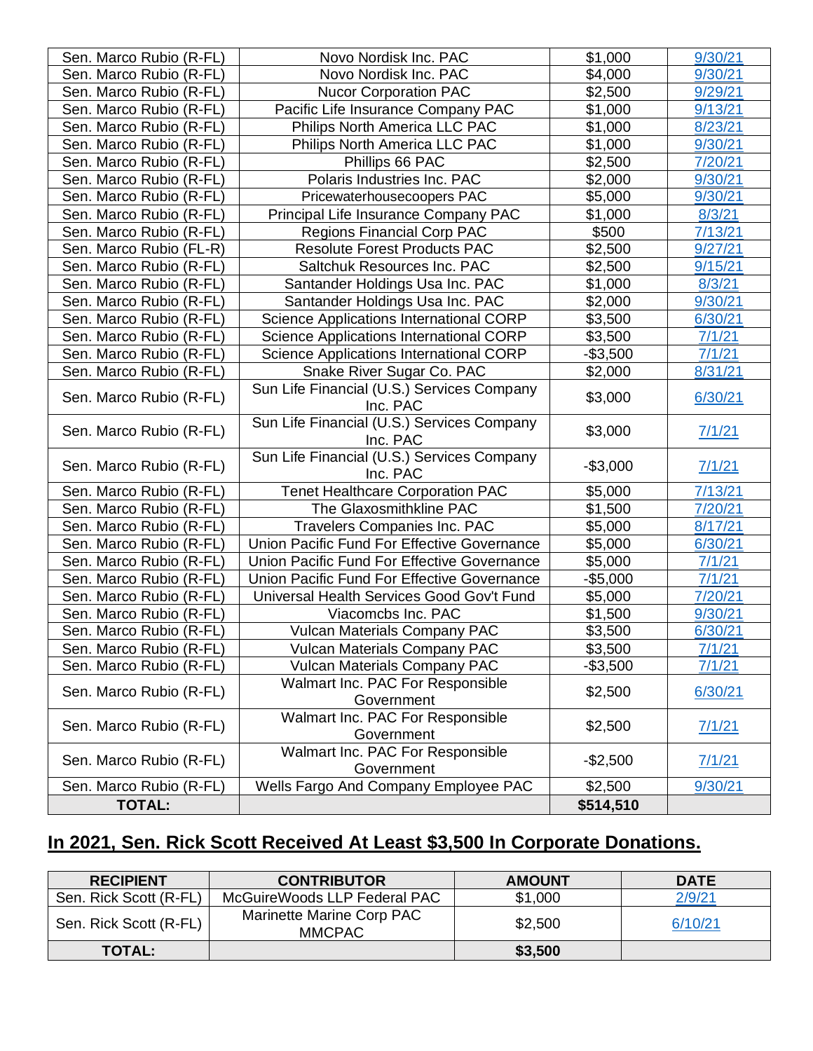| | | | |
|---|---|---|---|
| Sen. Marco Rubio (R-FL) | Novo Nordisk Inc. PAC | $1,000 | 9/30/21 |
| Sen. Marco Rubio (R-FL) | Novo Nordisk Inc. PAC | $4,000 | 9/30/21 |
| Sen. Marco Rubio (R-FL) | Nucor Corporation PAC | $2,500 | 9/29/21 |
| Sen. Marco Rubio (R-FL) | Pacific Life Insurance Company PAC | $1,000 | 9/13/21 |
| Sen. Marco Rubio (R-FL) | Philips North America LLC PAC | $1,000 | 8/23/21 |
| Sen. Marco Rubio (R-FL) | Philips North America LLC PAC | $1,000 | 9/30/21 |
| Sen. Marco Rubio (R-FL) | Phillips 66 PAC | $2,500 | 7/20/21 |
| Sen. Marco Rubio (R-FL) | Polaris Industries Inc. PAC | $2,000 | 9/30/21 |
| Sen. Marco Rubio (R-FL) | Pricewaterhousecoopers PAC | $5,000 | 9/30/21 |
| Sen. Marco Rubio (R-FL) | Principal Life Insurance Company PAC | $1,000 | 8/3/21 |
| Sen. Marco Rubio (R-FL) | Regions Financial Corp PAC | $500 | 7/13/21 |
| Sen. Marco Rubio (FL-R) | Resolute Forest Products PAC | $2,500 | 9/27/21 |
| Sen. Marco Rubio (R-FL) | Saltchuk Resources Inc. PAC | $2,500 | 9/15/21 |
| Sen. Marco Rubio (R-FL) | Santander Holdings Usa Inc. PAC | $1,000 | 8/3/21 |
| Sen. Marco Rubio (R-FL) | Santander Holdings Usa Inc. PAC | $2,000 | 9/30/21 |
| Sen. Marco Rubio (R-FL) | Science Applications International CORP | $3,500 | 6/30/21 |
| Sen. Marco Rubio (R-FL) | Science Applications International CORP | $3,500 | 7/1/21 |
| Sen. Marco Rubio (R-FL) | Science Applications International CORP | -$3,500 | 7/1/21 |
| Sen. Marco Rubio (R-FL) | Snake River Sugar Co. PAC | $2,000 | 8/31/21 |
| Sen. Marco Rubio (R-FL) | Sun Life Financial (U.S.) Services Company Inc. PAC | $3,000 | 6/30/21 |
| Sen. Marco Rubio (R-FL) | Sun Life Financial (U.S.) Services Company Inc. PAC | $3,000 | 7/1/21 |
| Sen. Marco Rubio (R-FL) | Sun Life Financial (U.S.) Services Company Inc. PAC | -$3,000 | 7/1/21 |
| Sen. Marco Rubio (R-FL) | Tenet Healthcare Corporation PAC | $5,000 | 7/13/21 |
| Sen. Marco Rubio (R-FL) | The Glaxosmithkline PAC | $1,500 | 7/20/21 |
| Sen. Marco Rubio (R-FL) | Travelers Companies Inc. PAC | $5,000 | 8/17/21 |
| Sen. Marco Rubio (R-FL) | Union Pacific Fund For Effective Governance | $5,000 | 6/30/21 |
| Sen. Marco Rubio (R-FL) | Union Pacific Fund For Effective Governance | $5,000 | 7/1/21 |
| Sen. Marco Rubio (R-FL) | Union Pacific Fund For Effective Governance | -$5,000 | 7/1/21 |
| Sen. Marco Rubio (R-FL) | Universal Health Services Good Gov't Fund | $5,000 | 7/20/21 |
| Sen. Marco Rubio (R-FL) | Viacomcbs Inc. PAC | $1,500 | 9/30/21 |
| Sen. Marco Rubio (R-FL) | Vulcan Materials Company PAC | $3,500 | 6/30/21 |
| Sen. Marco Rubio (R-FL) | Vulcan Materials Company PAC | $3,500 | 7/1/21 |
| Sen. Marco Rubio (R-FL) | Vulcan Materials Company PAC | -$3,500 | 7/1/21 |
| Sen. Marco Rubio (R-FL) | Walmart Inc. PAC For Responsible Government | $2,500 | 6/30/21 |
| Sen. Marco Rubio (R-FL) | Walmart Inc. PAC For Responsible Government | $2,500 | 7/1/21 |
| Sen. Marco Rubio (R-FL) | Walmart Inc. PAC For Responsible Government | -$2,500 | 7/1/21 |
| Sen. Marco Rubio (R-FL) | Wells Fargo And Company Employee PAC | $2,500 | 9/30/21 |
| **TOTAL:** | | **$514,510** | |

## In 2021, Sen. Rick Scott Received At Least $3,500 In Corporate Donations.

| RECIPIENT | CONTRIBUTOR | AMOUNT | DATE |
|---|---|---|---|
| Sen. Rick Scott (R-FL) | McGuireWoods LLP Federal PAC | $1,000 | 2/9/21 |
| Sen. Rick Scott (R-FL) | Marinette Marine Corp PAC MMCPAC | $2,500 | 6/10/21 |
| **TOTAL:** | | **$3,500** | |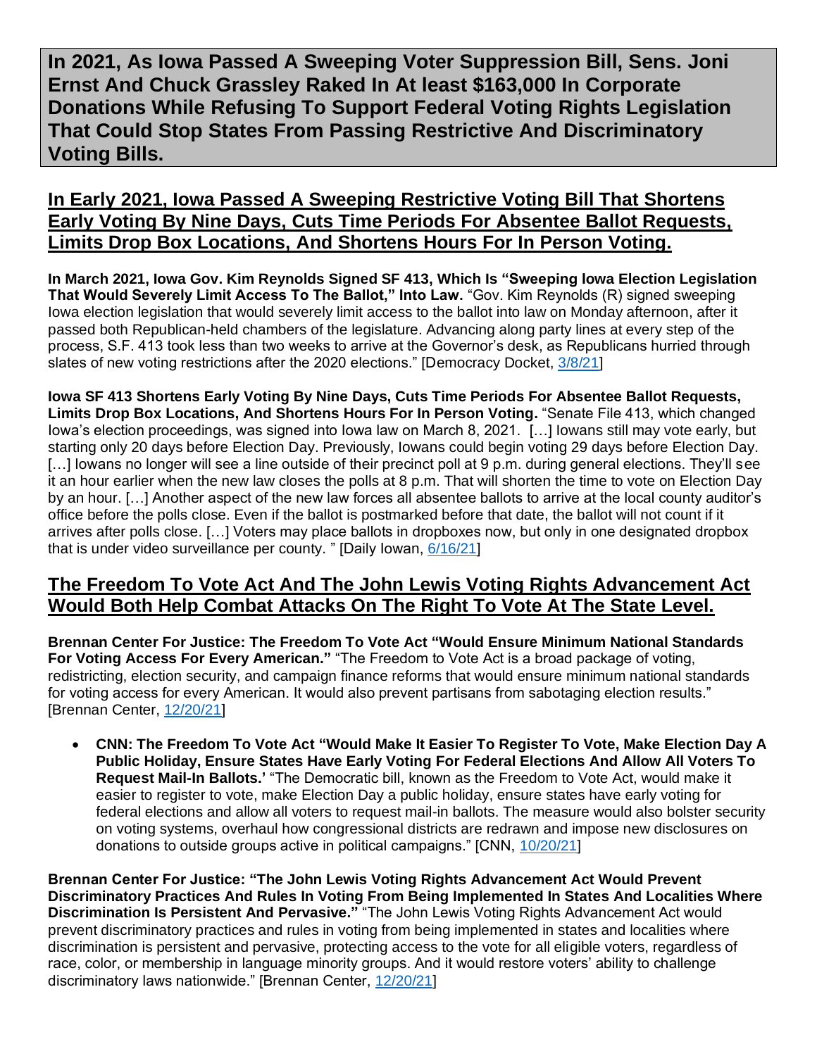# In 2021, As Iowa Passed A Sweeping Voter Suppression Bill, Sens. Joni Ernst And Chuck Grassley Raked In At least $163,000 In Corporate Donations While Refusing To Support Federal Voting Rights Legislation That Could Stop States From Passing Restrictive And Discriminatory Voting Bills.

## In Early 2021, Iowa Passed A Sweeping Restrictive Voting Bill That Shortens Early Voting By Nine Days, Cuts Time Periods For Absentee Ballot Requests, Limits Drop Box Locations, And Shortens Hours For In Person Voting.

**In March 2021, Iowa Gov. Kim Reynolds Signed SF 413, Which Is "Sweeping Iowa Election Legislation That Would Severely Limit Access To The Ballot," Into Law.** "Gov. Kim Reynolds (R) signed sweeping Iowa election legislation that would severely limit access to the ballot into law on Monday afternoon, after it passed both Republican-held chambers of the legislature. Advancing along party lines at every step of the process, S.F. 413 took less than two weeks to arrive at the Governor's desk, as Republicans hurried through slates of new voting restrictions after the 2020 elections." [Democracy Docket, 3/8/21]

**Iowa SF 413 Shortens Early Voting By Nine Days, Cuts Time Periods For Absentee Ballot Requests, Limits Drop Box Locations, And Shortens Hours For In Person Voting.** "Senate File 413, which changed Iowa's election proceedings, was signed into Iowa law on March 8, 2021. […] Iowans still may vote early, but starting only 20 days before Election Day. Previously, Iowans could begin voting 29 days before Election Day. […] Iowans no longer will see a line outside of their precinct poll at 9 p.m. during general elections. They'll see it an hour earlier when the new law closes the polls at 8 p.m. That will shorten the time to vote on Election Day by an hour. […] Another aspect of the new law forces all absentee ballots to arrive at the local county auditor's office before the polls close. Even if the ballot is postmarked before that date, the ballot will not count if it arrives after polls close. […] Voters may place ballots in dropboxes now, but only in one designated dropbox that is under video surveillance per county. " [Daily Iowan, 6/16/21]

## The Freedom To Vote Act And The John Lewis Voting Rights Advancement Act Would Both Help Combat Attacks On The Right To Vote At The State Level.

**Brennan Center For Justice: The Freedom To Vote Act "Would Ensure Minimum National Standards For Voting Access For Every American."** "The Freedom to Vote Act is a broad package of voting, redistricting, election security, and campaign finance reforms that would ensure minimum national standards for voting access for every American. It would also prevent partisans from sabotaging election results." [Brennan Center, 12/20/21]

- **CNN: The Freedom To Vote Act "Would Make It Easier To Register To Vote, Make Election Day A Public Holiday, Ensure States Have Early Voting For Federal Elections And Allow All Voters To Request Mail-In Ballots.'** "The Democratic bill, known as the Freedom to Vote Act, would make it easier to register to vote, make Election Day a public holiday, ensure states have early voting for federal elections and allow all voters to request mail-in ballots. The measure would also bolster security on voting systems, overhaul how congressional districts are redrawn and impose new disclosures on donations to outside groups active in political campaigns." [CNN, 10/20/21]

**Brennan Center For Justice: "The John Lewis Voting Rights Advancement Act Would Prevent Discriminatory Practices And Rules In Voting From Being Implemented In States And Localities Where Discrimination Is Persistent And Pervasive."** "The John Lewis Voting Rights Advancement Act would prevent discriminatory practices and rules in voting from being implemented in states and localities where discrimination is persistent and pervasive, protecting access to the vote for all eligible voters, regardless of race, color, or membership in language minority groups. And it would restore voters' ability to challenge discriminatory laws nationwide." [Brennan Center, 12/20/21]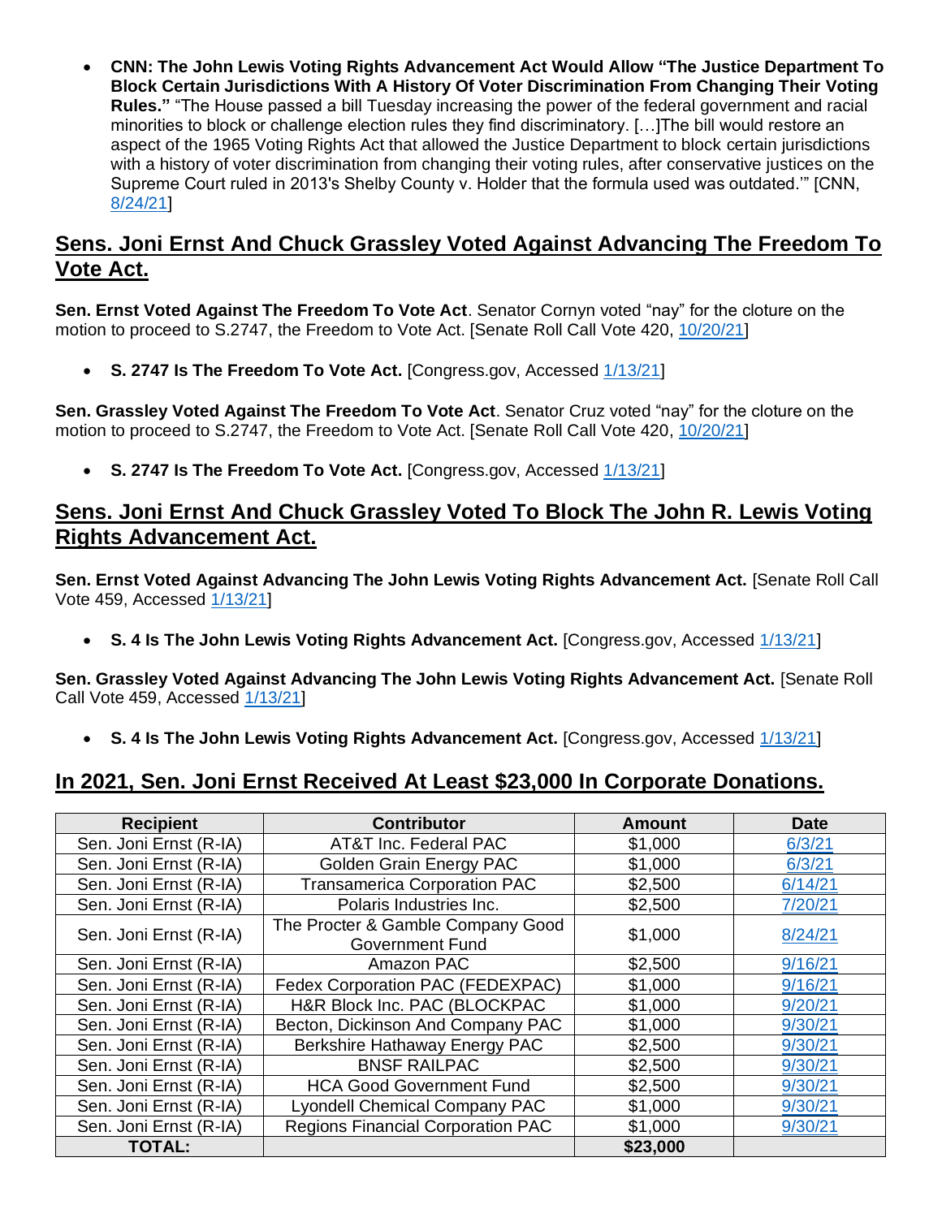- **CNN: The John Lewis Voting Rights Advancement Act Would Allow "The Justice Department To Block Certain Jurisdictions With A History Of Voter Discrimination From Changing Their Voting Rules."** "The House passed a bill Tuesday increasing the power of the federal government and racial minorities to block or challenge election rules they find discriminatory. […]The bill would restore an aspect of the 1965 Voting Rights Act that allowed the Justice Department to block certain jurisdictions with a history of voter discrimination from changing their voting rules, after conservative justices on the Supreme Court ruled in 2013's Shelby County v. Holder that the formula used was outdated.'" [CNN, 8/24/21]

## Sens. Joni Ernst And Chuck Grassley Voted Against Advancing The Freedom To Vote Act.

**Sen. Ernst Voted Against The Freedom To Vote Act**. Senator Cornyn voted "nay" for the cloture on the motion to proceed to S.2747, the Freedom to Vote Act. [Senate Roll Call Vote 420, 10/20/21]

- **S. 2747 Is The Freedom To Vote Act.** [Congress.gov, Accessed 1/13/21]

**Sen. Grassley Voted Against The Freedom To Vote Act**. Senator Cruz voted "nay" for the cloture on the motion to proceed to S.2747, the Freedom to Vote Act. [Senate Roll Call Vote 420, 10/20/21]

- **S. 2747 Is The Freedom To Vote Act.** [Congress.gov, Accessed 1/13/21]

## Sens. Joni Ernst And Chuck Grassley Voted To Block The John R. Lewis Voting Rights Advancement Act.

**Sen. Ernst Voted Against Advancing The John Lewis Voting Rights Advancement Act.** [Senate Roll Call Vote 459, Accessed 1/13/21]

- **S. 4 Is The John Lewis Voting Rights Advancement Act.** [Congress.gov, Accessed 1/13/21]

**Sen. Grassley Voted Against Advancing The John Lewis Voting Rights Advancement Act.** [Senate Roll Call Vote 459, Accessed 1/13/21]

- **S. 4 Is The John Lewis Voting Rights Advancement Act.** [Congress.gov, Accessed 1/13/21]

## In 2021, Sen. Joni Ernst Received At Least $23,000 In Corporate Donations.

| Recipient | Contributor | Amount | Date |
|---|---|---|---|
| Sen. Joni Ernst (R-IA) | AT&T Inc. Federal PAC | $1,000 | 6/3/21 |
| Sen. Joni Ernst (R-IA) | Golden Grain Energy PAC | $1,000 | 6/3/21 |
| Sen. Joni Ernst (R-IA) | Transamerica Corporation PAC | $2,500 | 6/14/21 |
| Sen. Joni Ernst (R-IA) | Polaris Industries Inc. | $2,500 | 7/20/21 |
| Sen. Joni Ernst (R-IA) | The Procter & Gamble Company Good Government Fund | $1,000 | 8/24/21 |
| Sen. Joni Ernst (R-IA) | Amazon PAC | $2,500 | 9/16/21 |
| Sen. Joni Ernst (R-IA) | Fedex Corporation PAC (FEDEXPAC) | $1,000 | 9/16/21 |
| Sen. Joni Ernst (R-IA) | H&R Block Inc. PAC (BLOCKPAC | $1,000 | 9/20/21 |
| Sen. Joni Ernst (R-IA) | Becton, Dickinson And Company PAC | $1,000 | 9/30/21 |
| Sen. Joni Ernst (R-IA) | Berkshire Hathaway Energy PAC | $2,500 | 9/30/21 |
| Sen. Joni Ernst (R-IA) | BNSF RAILPAC | $2,500 | 9/30/21 |
| Sen. Joni Ernst (R-IA) | HCA Good Government Fund | $2,500 | 9/30/21 |
| Sen. Joni Ernst (R-IA) | Lyondell Chemical Company PAC | $1,000 | 9/30/21 |
| Sen. Joni Ernst (R-IA) | Regions Financial Corporation PAC | $1,000 | 9/30/21 |
| **TOTAL:** | | **$23,000** | |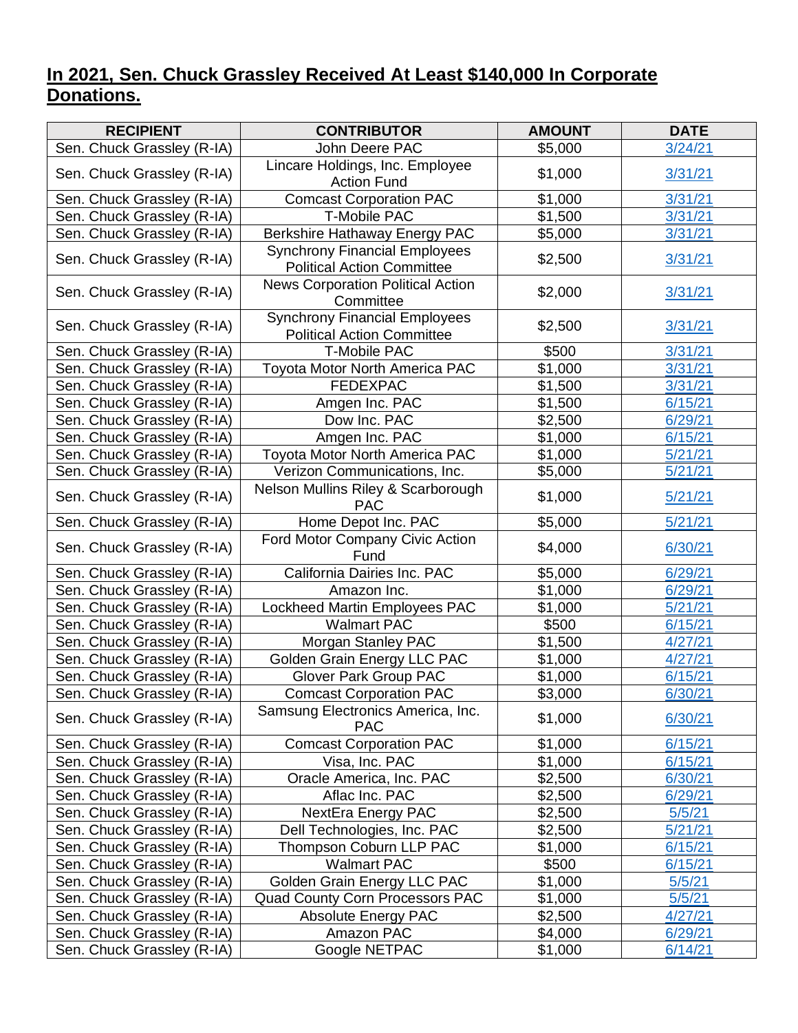**In 2021, Sen. Chuck Grassley Received At Least $140,000 In Corporate Donations.**

| RECIPIENT | CONTRIBUTOR | AMOUNT | DATE |
|---|---|---|---|
| Sen. Chuck Grassley (R-IA) | John Deere PAC | $5,000 | 3/24/21 |
| Sen. Chuck Grassley (R-IA) | Lincare Holdings, Inc. Employee Action Fund | $1,000 | 3/31/21 |
| Sen. Chuck Grassley (R-IA) | Comcast Corporation PAC | $1,000 | 3/31/21 |
| Sen. Chuck Grassley (R-IA) | T-Mobile PAC | $1,500 | 3/31/21 |
| Sen. Chuck Grassley (R-IA) | Berkshire Hathaway Energy PAC | $5,000 | 3/31/21 |
| Sen. Chuck Grassley (R-IA) | Synchrony Financial Employees Political Action Committee | $2,500 | 3/31/21 |
| Sen. Chuck Grassley (R-IA) | News Corporation Political Action Committee | $2,000 | 3/31/21 |
| Sen. Chuck Grassley (R-IA) | Synchrony Financial Employees Political Action Committee | $2,500 | 3/31/21 |
| Sen. Chuck Grassley (R-IA) | T-Mobile PAC | $500 | 3/31/21 |
| Sen. Chuck Grassley (R-IA) | Toyota Motor North America PAC | $1,000 | 3/31/21 |
| Sen. Chuck Grassley (R-IA) | FEDEXPAC | $1,500 | 3/31/21 |
| Sen. Chuck Grassley (R-IA) | Amgen Inc. PAC | $1,500 | 6/15/21 |
| Sen. Chuck Grassley (R-IA) | Dow Inc. PAC | $2,500 | 6/29/21 |
| Sen. Chuck Grassley (R-IA) | Amgen Inc. PAC | $1,000 | 6/15/21 |
| Sen. Chuck Grassley (R-IA) | Toyota Motor North America PAC | $1,000 | 5/21/21 |
| Sen. Chuck Grassley (R-IA) | Verizon Communications, Inc. | $5,000 | 5/21/21 |
| Sen. Chuck Grassley (R-IA) | Nelson Mullins Riley & Scarborough PAC | $1,000 | 5/21/21 |
| Sen. Chuck Grassley (R-IA) | Home Depot Inc. PAC | $5,000 | 5/21/21 |
| Sen. Chuck Grassley (R-IA) | Ford Motor Company Civic Action Fund | $4,000 | 6/30/21 |
| Sen. Chuck Grassley (R-IA) | California Dairies Inc. PAC | $5,000 | 6/29/21 |
| Sen. Chuck Grassley (R-IA) | Amazon Inc. | $1,000 | 6/29/21 |
| Sen. Chuck Grassley (R-IA) | Lockheed Martin Employees PAC | $1,000 | 5/21/21 |
| Sen. Chuck Grassley (R-IA) | Walmart PAC | $500 | 6/15/21 |
| Sen. Chuck Grassley (R-IA) | Morgan Stanley PAC | $1,500 | 4/27/21 |
| Sen. Chuck Grassley (R-IA) | Golden Grain Energy LLC PAC | $1,000 | 4/27/21 |
| Sen. Chuck Grassley (R-IA) | Glover Park Group PAC | $1,000 | 6/15/21 |
| Sen. Chuck Grassley (R-IA) | Comcast Corporation PAC | $3,000 | 6/30/21 |
| Sen. Chuck Grassley (R-IA) | Samsung Electronics America, Inc. PAC | $1,000 | 6/30/21 |
| Sen. Chuck Grassley (R-IA) | Comcast Corporation PAC | $1,000 | 6/15/21 |
| Sen. Chuck Grassley (R-IA) | Visa, Inc. PAC | $1,000 | 6/15/21 |
| Sen. Chuck Grassley (R-IA) | Oracle America, Inc. PAC | $2,500 | 6/30/21 |
| Sen. Chuck Grassley (R-IA) | Aflac Inc. PAC | $2,500 | 6/29/21 |
| Sen. Chuck Grassley (R-IA) | NextEra Energy PAC | $2,500 | 5/5/21 |
| Sen. Chuck Grassley (R-IA) | Dell Technologies, Inc. PAC | $2,500 | 5/21/21 |
| Sen. Chuck Grassley (R-IA) | Thompson Coburn LLP PAC | $1,000 | 6/15/21 |
| Sen. Chuck Grassley (R-IA) | Walmart PAC | $500 | 6/15/21 |
| Sen. Chuck Grassley (R-IA) | Golden Grain Energy LLC PAC | $1,000 | 5/5/21 |
| Sen. Chuck Grassley (R-IA) | Quad County Corn Processors PAC | $1,000 | 5/5/21 |
| Sen. Chuck Grassley (R-IA) | Absolute Energy PAC | $2,500 | 4/27/21 |
| Sen. Chuck Grassley (R-IA) | Amazon PAC | $4,000 | 6/29/21 |
| Sen. Chuck Grassley (R-IA) | Google NETPAC | $1,000 | 6/14/21 |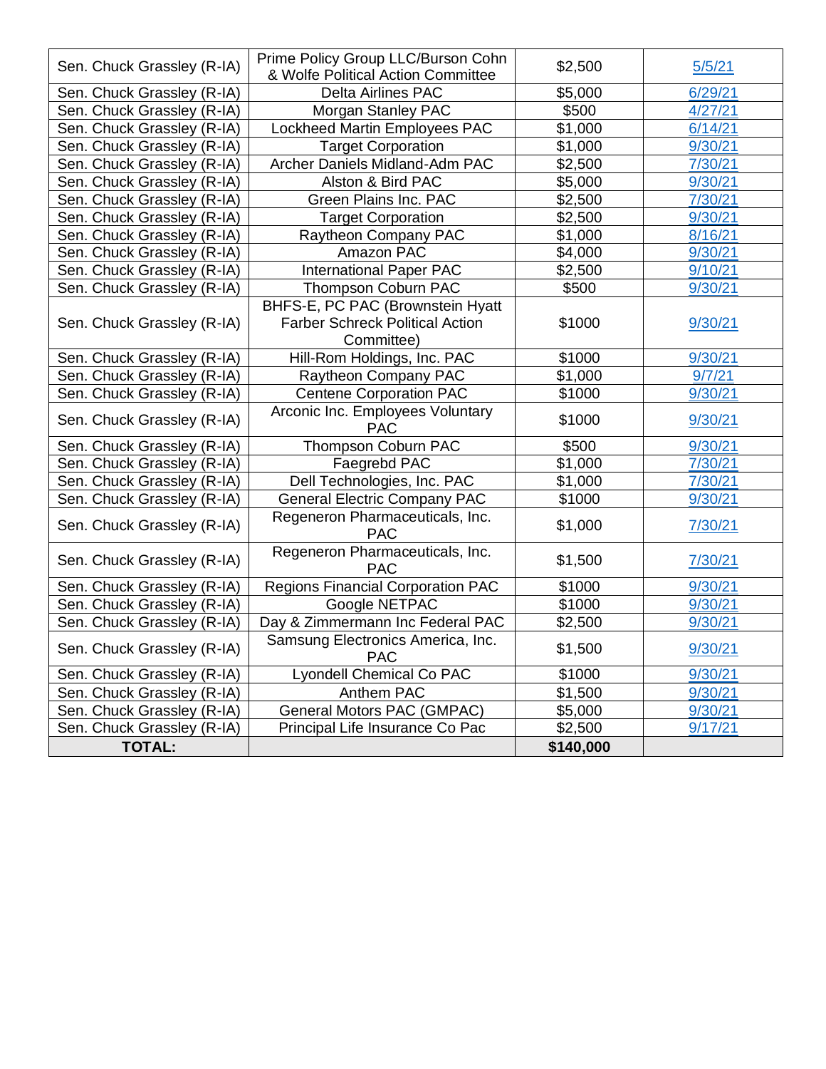| | | | |
|---|---|---|---|
| Sen. Chuck Grassley (R-IA) | Prime Policy Group LLC/Burson Cohn & Wolfe Political Action Committee | $2,500 | 5/5/21 |
| Sen. Chuck Grassley (R-IA) | Delta Airlines PAC | $5,000 | 6/29/21 |
| Sen. Chuck Grassley (R-IA) | Morgan Stanley PAC | $500 | 4/27/21 |
| Sen. Chuck Grassley (R-IA) | Lockheed Martin Employees PAC | $1,000 | 6/14/21 |
| Sen. Chuck Grassley (R-IA) | Target Corporation | $1,000 | 9/30/21 |
| Sen. Chuck Grassley (R-IA) | Archer Daniels Midland-Adm PAC | $2,500 | 7/30/21 |
| Sen. Chuck Grassley (R-IA) | Alston & Bird PAC | $5,000 | 9/30/21 |
| Sen. Chuck Grassley (R-IA) | Green Plains Inc. PAC | $2,500 | 7/30/21 |
| Sen. Chuck Grassley (R-IA) | Target Corporation | $2,500 | 9/30/21 |
| Sen. Chuck Grassley (R-IA) | Raytheon Company PAC | $1,000 | 8/16/21 |
| Sen. Chuck Grassley (R-IA) | Amazon PAC | $4,000 | 9/30/21 |
| Sen. Chuck Grassley (R-IA) | International Paper PAC | $2,500 | 9/10/21 |
| Sen. Chuck Grassley (R-IA) | Thompson Coburn PAC | $500 | 9/30/21 |
| Sen. Chuck Grassley (R-IA) | BHFS-E, PC PAC (Brownstein Hyatt Farber Schreck Political Action Committee) | $1000 | 9/30/21 |
| Sen. Chuck Grassley (R-IA) | Hill-Rom Holdings, Inc. PAC | $1000 | 9/30/21 |
| Sen. Chuck Grassley (R-IA) | Raytheon Company PAC | $1,000 | 9/7/21 |
| Sen. Chuck Grassley (R-IA) | Centene Corporation PAC | $1000 | 9/30/21 |
| Sen. Chuck Grassley (R-IA) | Arconic Inc. Employees Voluntary PAC | $1000 | 9/30/21 |
| Sen. Chuck Grassley (R-IA) | Thompson Coburn PAC | $500 | 9/30/21 |
| Sen. Chuck Grassley (R-IA) | Faegrebd PAC | $1,000 | 7/30/21 |
| Sen. Chuck Grassley (R-IA) | Dell Technologies, Inc. PAC | $1,000 | 7/30/21 |
| Sen. Chuck Grassley (R-IA) | General Electric Company PAC | $1000 | 9/30/21 |
| Sen. Chuck Grassley (R-IA) | Regeneron Pharmaceuticals, Inc. PAC | $1,000 | 7/30/21 |
| Sen. Chuck Grassley (R-IA) | Regeneron Pharmaceuticals, Inc. PAC | $1,500 | 7/30/21 |
| Sen. Chuck Grassley (R-IA) | Regions Financial Corporation PAC | $1000 | 9/30/21 |
| Sen. Chuck Grassley (R-IA) | Google NETPAC | $1000 | 9/30/21 |
| Sen. Chuck Grassley (R-IA) | Day & Zimmermann Inc Federal PAC | $2,500 | 9/30/21 |
| Sen. Chuck Grassley (R-IA) | Samsung Electronics America, Inc. PAC | $1,500 | 9/30/21 |
| Sen. Chuck Grassley (R-IA) | Lyondell Chemical Co PAC | $1000 | 9/30/21 |
| Sen. Chuck Grassley (R-IA) | Anthem PAC | $1,500 | 9/30/21 |
| Sen. Chuck Grassley (R-IA) | General Motors PAC (GMPAC) | $5,000 | 9/30/21 |
| Sen. Chuck Grassley (R-IA) | Principal Life Insurance Co Pac | $2,500 | 9/17/21 |
| **TOTAL:** | | **$140,000** | |